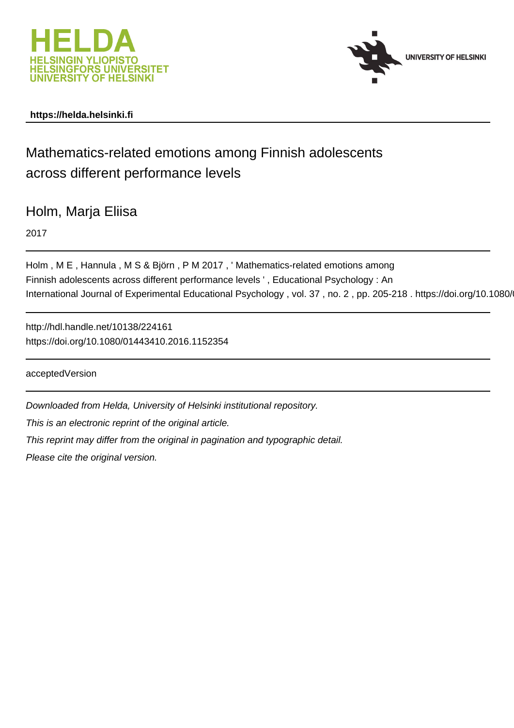https://helda.helsinki.fi

# Mathematics-related emotions among Finnish adolescents across different performance levels

Holm, Marja Eliisa

2017

Holm , M E , Hannula , M S & Björn , P M 2017 , ' Mathematics-related emotions among Finnish adolescents across different performance levels ' , Educational Psychology : An International Journal of Experimental Educational Psychology , vol. 37 , no. 2 , pp. 205-218 . https://doi.org/10.1080/0

http://hdl.handle.net/10138/224161
https://doi.org/10.1080/01443410.2016.1152354

acceptedVersion

*Downloaded from Helda, University of Helsinki institutional repository.*

*This is an electronic reprint of the original article.*

*This reprint may differ from the original in pagination and typographic detail.*

*Please cite the original version.*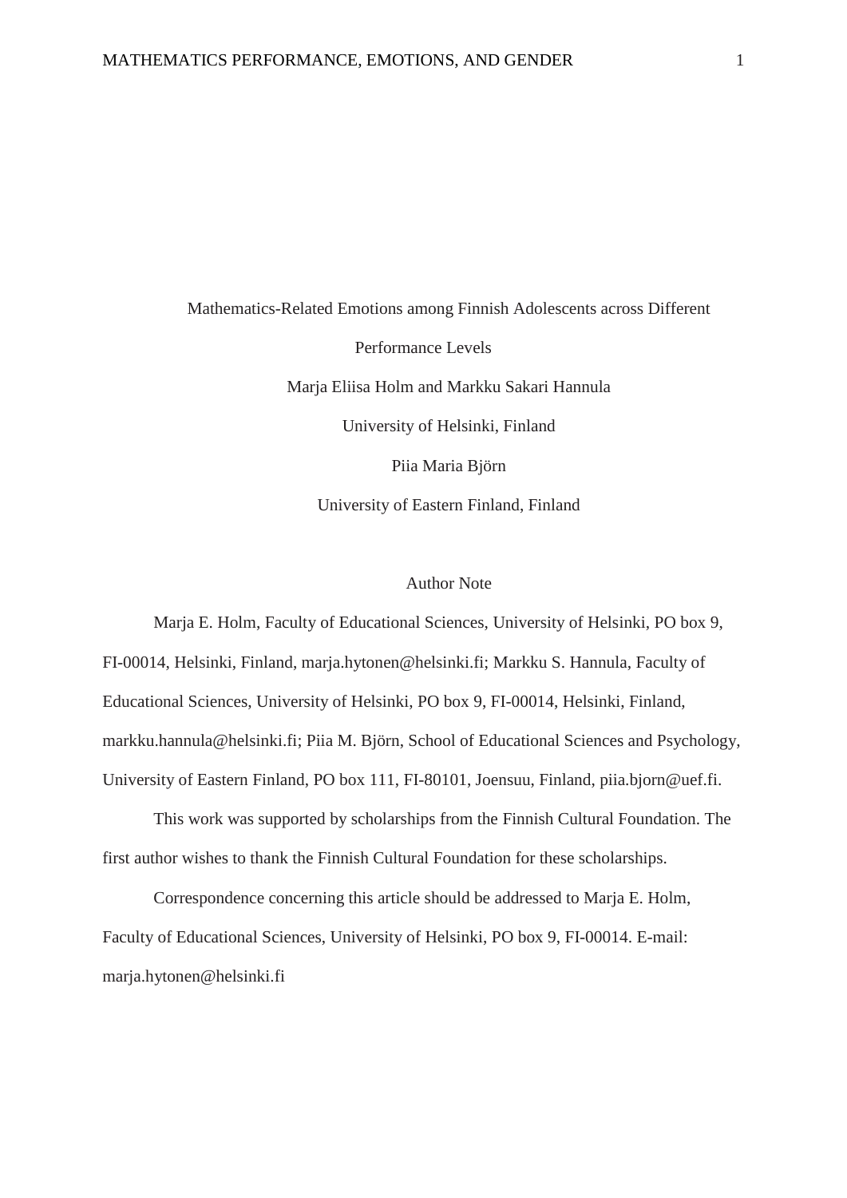# Mathematics-Related Emotions among Finnish Adolescents across Different Performance Levels

Marja Eliisa Holm and Markku Sakari Hannula

University of Helsinki, Finland

Piia Maria Björn

University of Eastern Finland, Finland

## Author Note

Marja E. Holm, Faculty of Educational Sciences, University of Helsinki, PO box 9, FI-00014, Helsinki, Finland, marja.hytonen@helsinki.fi; Markku S. Hannula, Faculty of Educational Sciences, University of Helsinki, PO box 9, FI-00014, Helsinki, Finland, markku.hannula@helsinki.fi; Piia M. Björn, School of Educational Sciences and Psychology, University of Eastern Finland, PO box 111, FI-80101, Joensuu, Finland, piia.bjorn@uef.fi.

This work was supported by scholarships from the Finnish Cultural Foundation. The first author wishes to thank the Finnish Cultural Foundation for these scholarships.

Correspondence concerning this article should be addressed to Marja E. Holm, Faculty of Educational Sciences, University of Helsinki, PO box 9, FI-00014. E-mail: marja.hytonen@helsinki.fi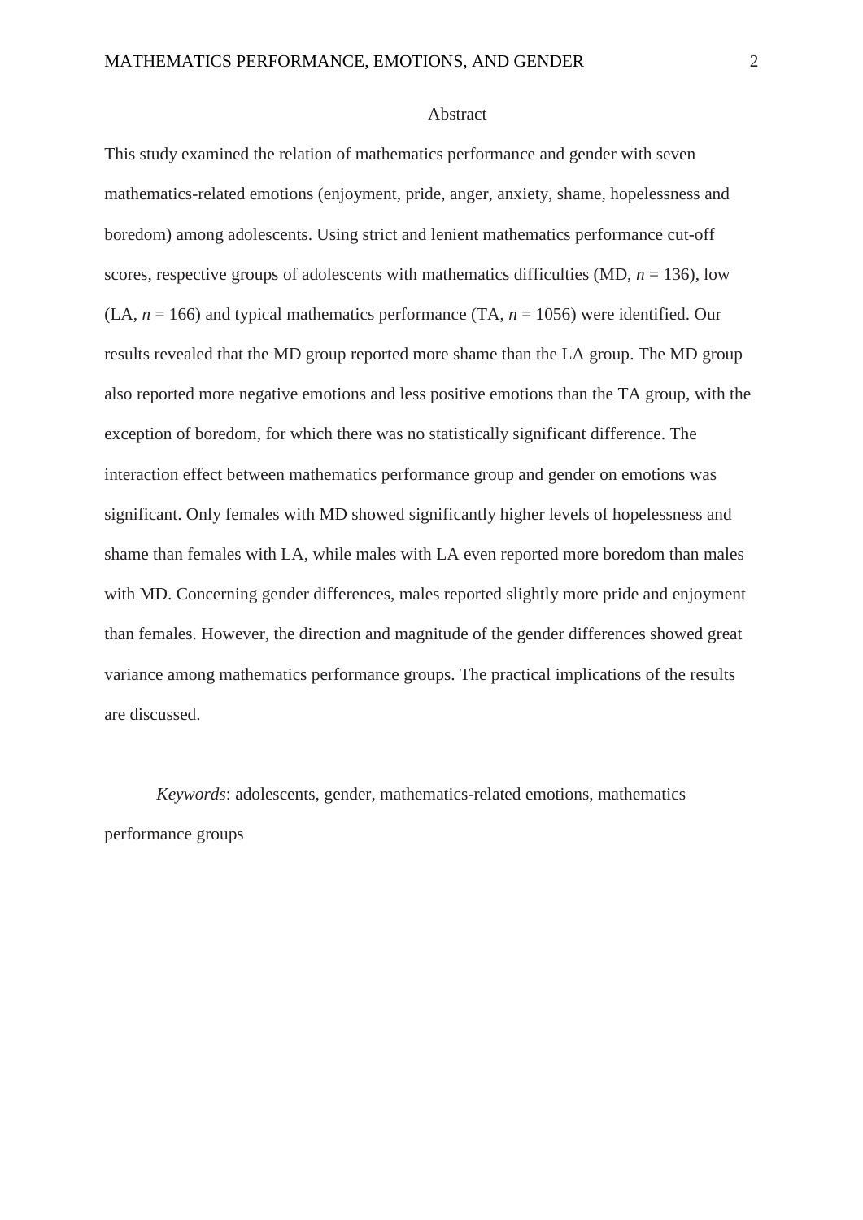# Abstract

This study examined the relation of mathematics performance and gender with seven mathematics-related emotions (enjoyment, pride, anger, anxiety, shame, hopelessness and boredom) among adolescents. Using strict and lenient mathematics performance cut-off scores, respective groups of adolescents with mathematics difficulties (MD, $n$ = 136), low (LA, $n$ = 166) and typical mathematics performance (TA, $n$ = 1056) were identified. Our results revealed that the MD group reported more shame than the LA group. The MD group also reported more negative emotions and less positive emotions than the TA group, with the exception of boredom, for which there was no statistically significant difference. The interaction effect between mathematics performance group and gender on emotions was significant. Only females with MD showed significantly higher levels of hopelessness and shame than females with LA, while males with LA even reported more boredom than males with MD. Concerning gender differences, males reported slightly more pride and enjoyment than females. However, the direction and magnitude of the gender differences showed great variance among mathematics performance groups. The practical implications of the results are discussed.

*Keywords*: adolescents, gender, mathematics-related emotions, mathematics performance groups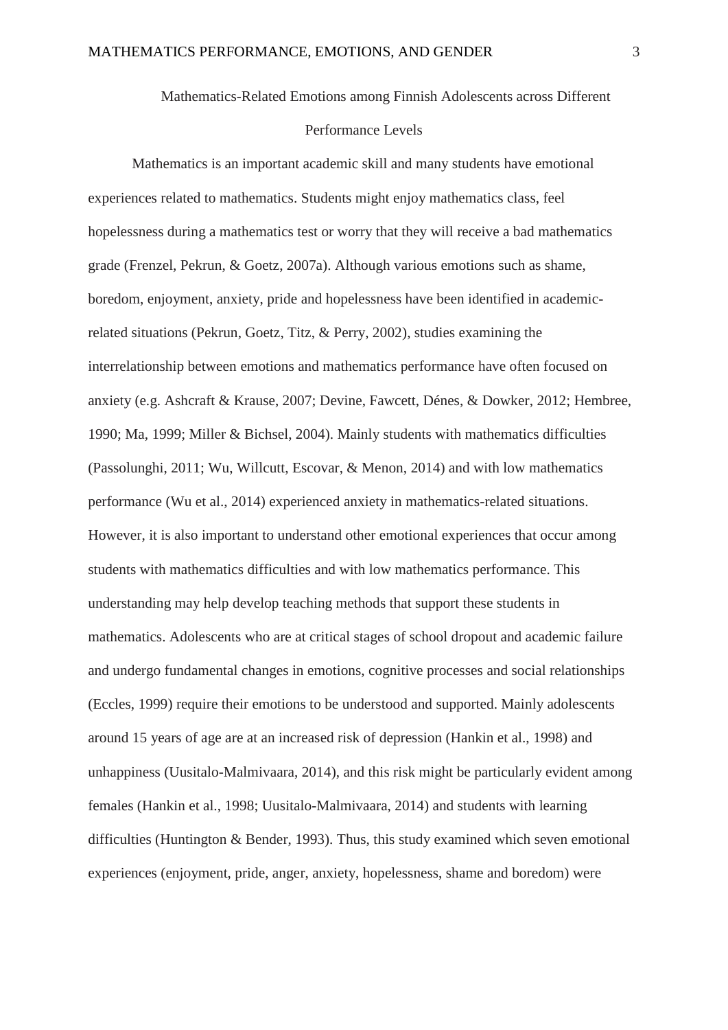# Mathematics-Related Emotions among Finnish Adolescents across Different Performance Levels

Mathematics is an important academic skill and many students have emotional experiences related to mathematics. Students might enjoy mathematics class, feel hopelessness during a mathematics test or worry that they will receive a bad mathematics grade (Frenzel, Pekrun, & Goetz, 2007a). Although various emotions such as shame, boredom, enjoyment, anxiety, pride and hopelessness have been identified in academic-related situations (Pekrun, Goetz, Titz, & Perry, 2002), studies examining the interrelationship between emotions and mathematics performance have often focused on anxiety (e.g. Ashcraft & Krause, 2007; Devine, Fawcett, Dénes, & Dowker, 2012; Hembree, 1990; Ma, 1999; Miller & Bichsel, 2004). Mainly students with mathematics difficulties (Passolunghi, 2011; Wu, Willcutt, Escovar, & Menon, 2014) and with low mathematics performance (Wu et al., 2014) experienced anxiety in mathematics-related situations. However, it is also important to understand other emotional experiences that occur among students with mathematics difficulties and with low mathematics performance. This understanding may help develop teaching methods that support these students in mathematics. Adolescents who are at critical stages of school dropout and academic failure and undergo fundamental changes in emotions, cognitive processes and social relationships (Eccles, 1999) require their emotions to be understood and supported. Mainly adolescents around 15 years of age are at an increased risk of depression (Hankin et al., 1998) and unhappiness (Uusitalo-Malmivaara, 2014), and this risk might be particularly evident among females (Hankin et al., 1998; Uusitalo-Malmivaara, 2014) and students with learning difficulties (Huntington & Bender, 1993). Thus, this study examined which seven emotional experiences (enjoyment, pride, anger, anxiety, hopelessness, shame and boredom) were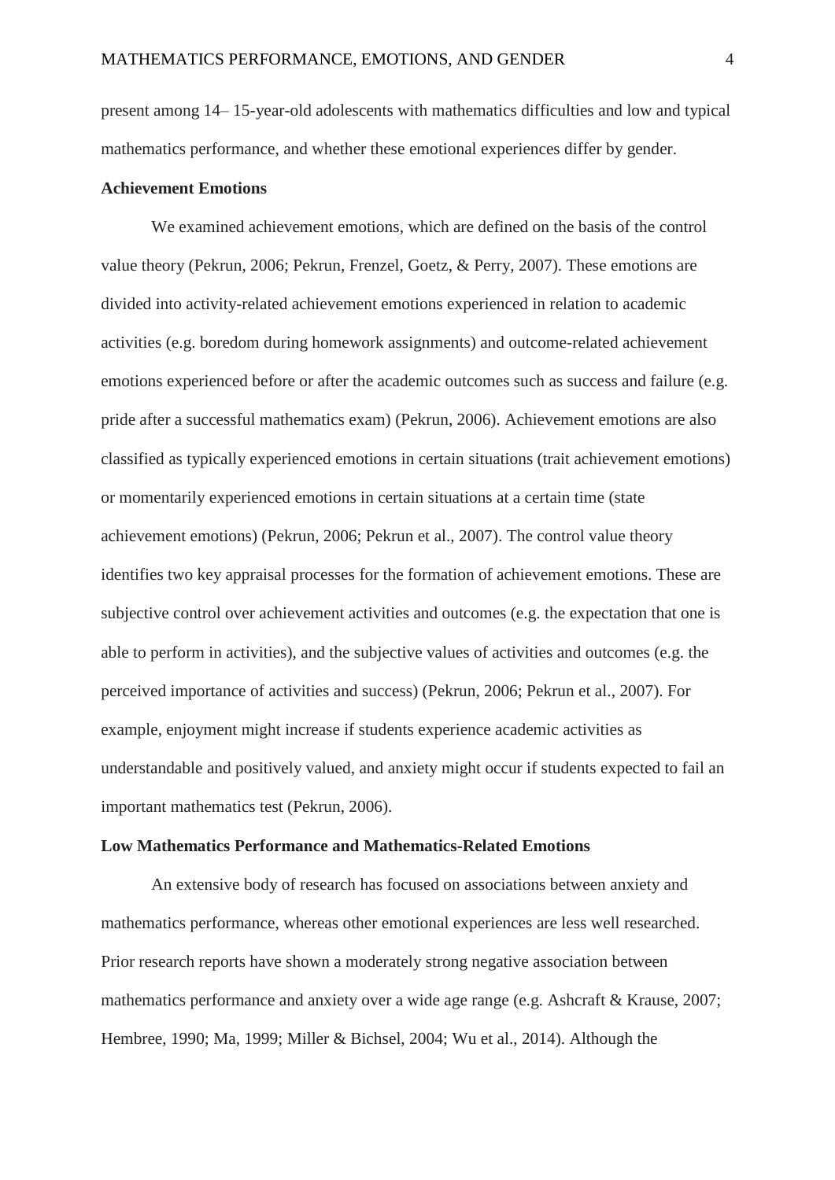present among 14– 15-year-old adolescents with mathematics difficulties and low and typical mathematics performance, and whether these emotional experiences differ by gender.

## Achievement Emotions

We examined achievement emotions, which are defined on the basis of the control value theory (Pekrun, 2006; Pekrun, Frenzel, Goetz, & Perry, 2007). These emotions are divided into activity-related achievement emotions experienced in relation to academic activities (e.g. boredom during homework assignments) and outcome-related achievement emotions experienced before or after the academic outcomes such as success and failure (e.g. pride after a successful mathematics exam) (Pekrun, 2006). Achievement emotions are also classified as typically experienced emotions in certain situations (trait achievement emotions) or momentarily experienced emotions in certain situations at a certain time (state achievement emotions) (Pekrun, 2006; Pekrun et al., 2007). The control value theory identifies two key appraisal processes for the formation of achievement emotions. These are subjective control over achievement activities and outcomes (e.g. the expectation that one is able to perform in activities), and the subjective values of activities and outcomes (e.g. the perceived importance of activities and success) (Pekrun, 2006; Pekrun et al., 2007). For example, enjoyment might increase if students experience academic activities as understandable and positively valued, and anxiety might occur if students expected to fail an important mathematics test (Pekrun, 2006).

## Low Mathematics Performance and Mathematics-Related Emotions

An extensive body of research has focused on associations between anxiety and mathematics performance, whereas other emotional experiences are less well researched. Prior research reports have shown a moderately strong negative association between mathematics performance and anxiety over a wide age range (e.g. Ashcraft & Krause, 2007; Hembree, 1990; Ma, 1999; Miller & Bichsel, 2004; Wu et al., 2014). Although the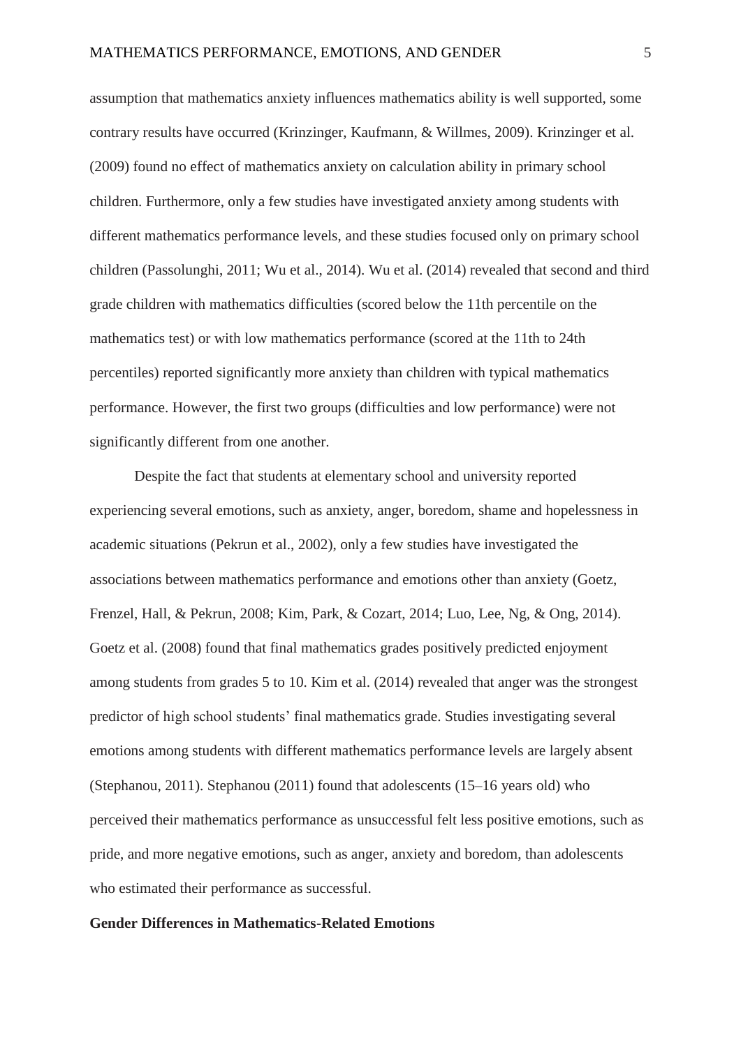assumption that mathematics anxiety influences mathematics ability is well supported, some contrary results have occurred (Krinzinger, Kaufmann, & Willmes, 2009). Krinzinger et al. (2009) found no effect of mathematics anxiety on calculation ability in primary school children. Furthermore, only a few studies have investigated anxiety among students with different mathematics performance levels, and these studies focused only on primary school children (Passolunghi, 2011; Wu et al., 2014). Wu et al. (2014) revealed that second and third grade children with mathematics difficulties (scored below the 11th percentile on the mathematics test) or with low mathematics performance (scored at the 11th to 24th percentiles) reported significantly more anxiety than children with typical mathematics performance. However, the first two groups (difficulties and low performance) were not significantly different from one another.

Despite the fact that students at elementary school and university reported experiencing several emotions, such as anxiety, anger, boredom, shame and hopelessness in academic situations (Pekrun et al., 2002), only a few studies have investigated the associations between mathematics performance and emotions other than anxiety (Goetz, Frenzel, Hall, & Pekrun, 2008; Kim, Park, & Cozart, 2014; Luo, Lee, Ng, & Ong, 2014). Goetz et al. (2008) found that final mathematics grades positively predicted enjoyment among students from grades 5 to 10. Kim et al. (2014) revealed that anger was the strongest predictor of high school students' final mathematics grade. Studies investigating several emotions among students with different mathematics performance levels are largely absent (Stephanou, 2011). Stephanou (2011) found that adolescents (15–16 years old) who perceived their mathematics performance as unsuccessful felt less positive emotions, such as pride, and more negative emotions, such as anger, anxiety and boredom, than adolescents who estimated their performance as successful.

**Gender Differences in Mathematics-Related Emotions**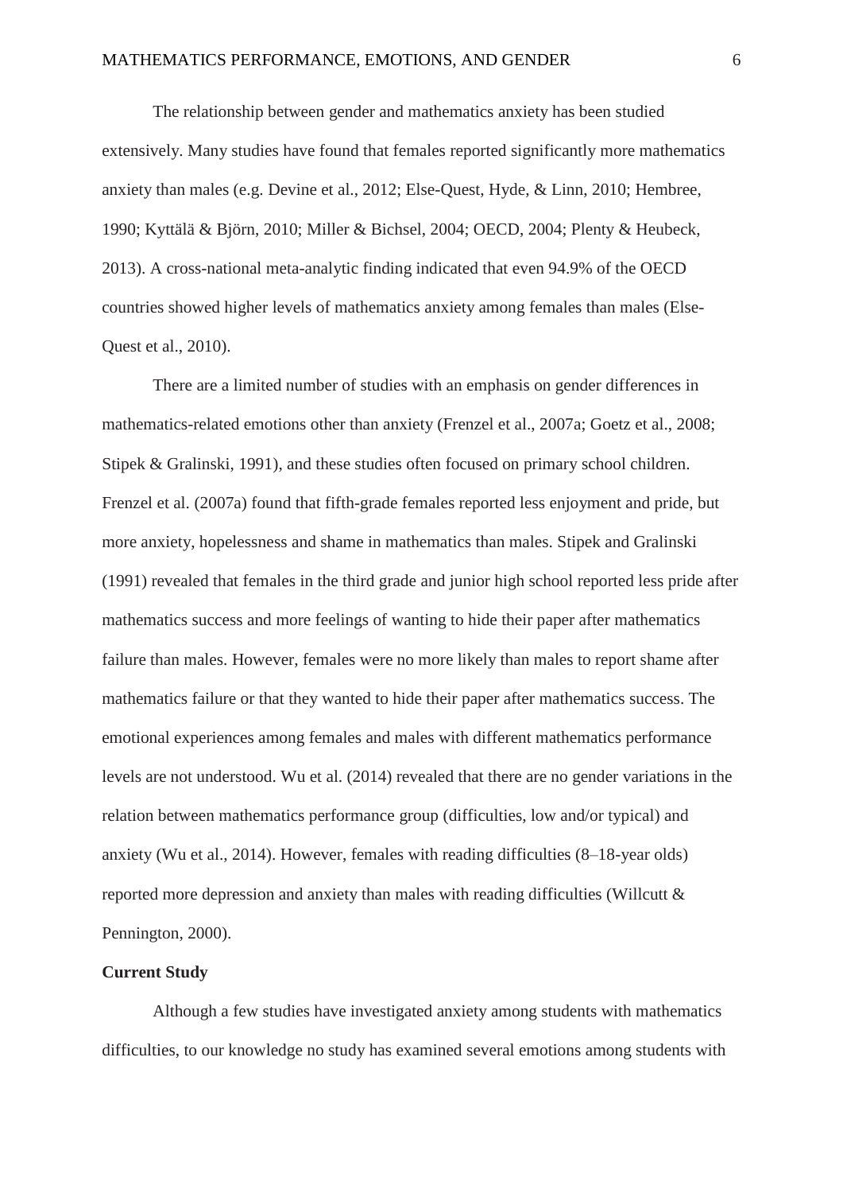The relationship between gender and mathematics anxiety has been studied extensively. Many studies have found that females reported significantly more mathematics anxiety than males (e.g. Devine et al., 2012; Else-Quest, Hyde, & Linn, 2010; Hembree, 1990; Kyttälä & Björn, 2010; Miller & Bichsel, 2004; OECD, 2004; Plenty & Heubeck, 2013). A cross-national meta-analytic finding indicated that even 94.9% of the OECD countries showed higher levels of mathematics anxiety among females than males (Else-Quest et al., 2010).

There are a limited number of studies with an emphasis on gender differences in mathematics-related emotions other than anxiety (Frenzel et al., 2007a; Goetz et al., 2008; Stipek & Gralinski, 1991), and these studies often focused on primary school children. Frenzel et al. (2007a) found that fifth-grade females reported less enjoyment and pride, but more anxiety, hopelessness and shame in mathematics than males. Stipek and Gralinski (1991) revealed that females in the third grade and junior high school reported less pride after mathematics success and more feelings of wanting to hide their paper after mathematics failure than males. However, females were no more likely than males to report shame after mathematics failure or that they wanted to hide their paper after mathematics success. The emotional experiences among females and males with different mathematics performance levels are not understood. Wu et al. (2014) revealed that there are no gender variations in the relation between mathematics performance group (difficulties, low and/or typical) and anxiety (Wu et al., 2014). However, females with reading difficulties (8–18-year olds) reported more depression and anxiety than males with reading difficulties (Willcutt & Pennington, 2000).

**Current Study**

Although a few studies have investigated anxiety among students with mathematics difficulties, to our knowledge no study has examined several emotions among students with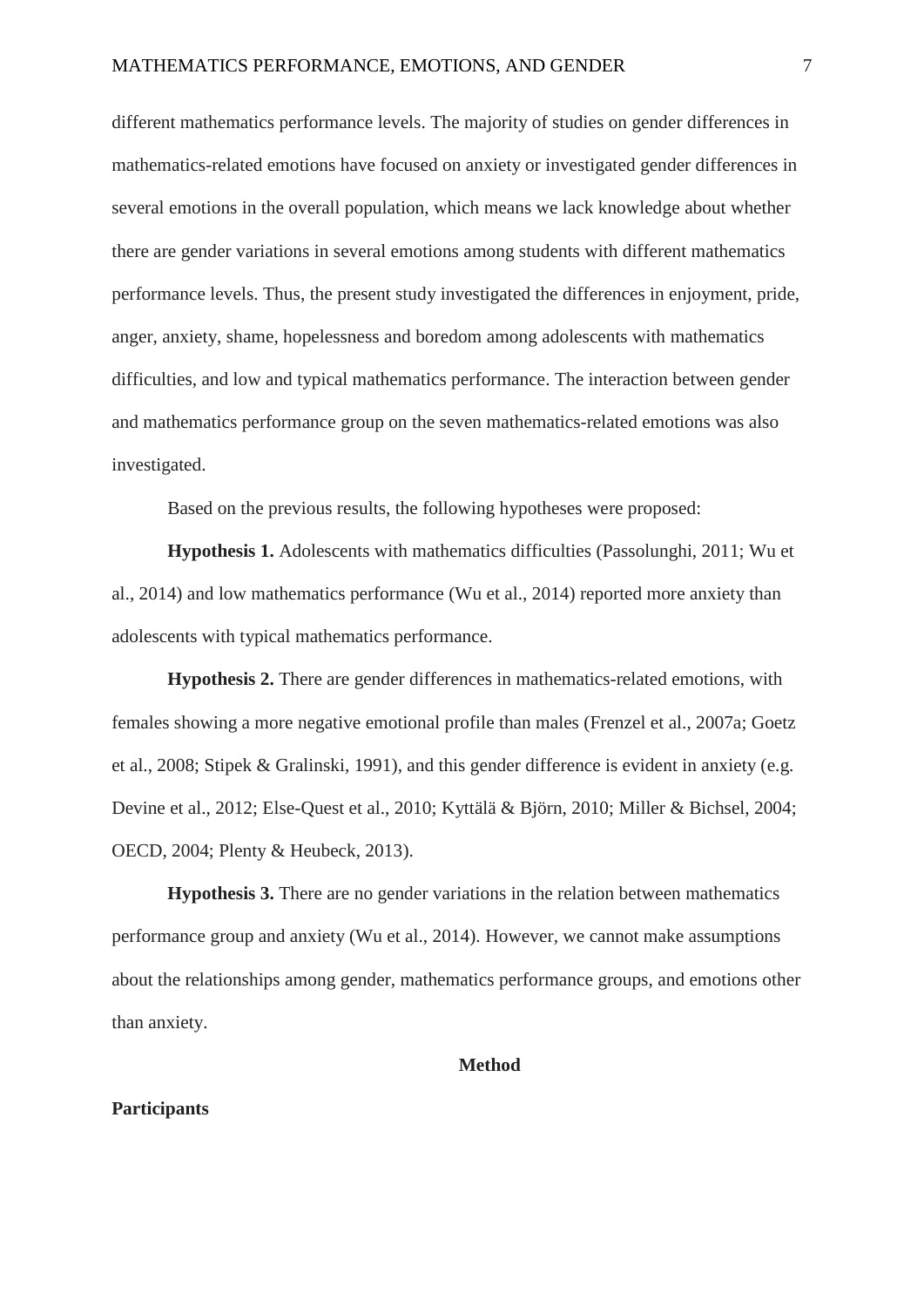different mathematics performance levels. The majority of studies on gender differences in mathematics-related emotions have focused on anxiety or investigated gender differences in several emotions in the overall population, which means we lack knowledge about whether there are gender variations in several emotions among students with different mathematics performance levels. Thus, the present study investigated the differences in enjoyment, pride, anger, anxiety, shame, hopelessness and boredom among adolescents with mathematics difficulties, and low and typical mathematics performance. The interaction between gender and mathematics performance group on the seven mathematics-related emotions was also investigated.

Based on the previous results, the following hypotheses were proposed:

**Hypothesis 1.** Adolescents with mathematics difficulties (Passolunghi, 2011; Wu et al., 2014) and low mathematics performance (Wu et al., 2014) reported more anxiety than adolescents with typical mathematics performance.

**Hypothesis 2.** There are gender differences in mathematics-related emotions, with females showing a more negative emotional profile than males (Frenzel et al., 2007a; Goetz et al., 2008; Stipek & Gralinski, 1991), and this gender difference is evident in anxiety (e.g. Devine et al., 2012; Else-Quest et al., 2010; Kyttälä & Björn, 2010; Miller & Bichsel, 2004; OECD, 2004; Plenty & Heubeck, 2013).

**Hypothesis 3.** There are no gender variations in the relation between mathematics performance group and anxiety (Wu et al., 2014). However, we cannot make assumptions about the relationships among gender, mathematics performance groups, and emotions other than anxiety.

# Method

## Participants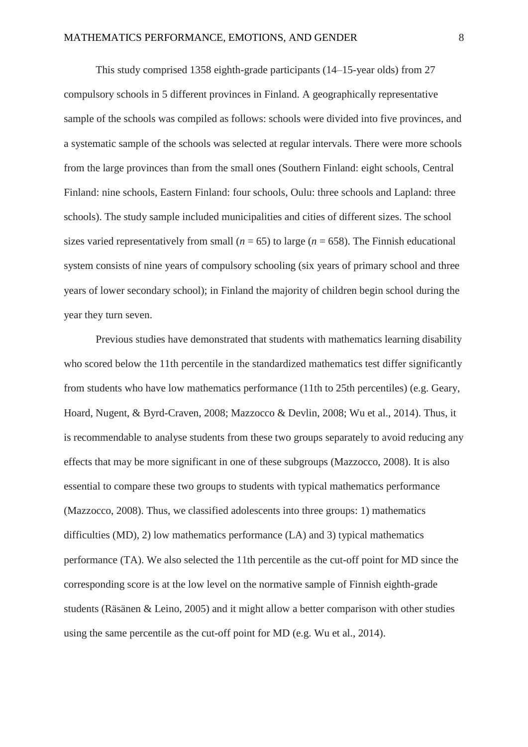This study comprised 1358 eighth-grade participants (14–15-year olds) from 27 compulsory schools in 5 different provinces in Finland. A geographically representative sample of the schools was compiled as follows: schools were divided into five provinces, and a systematic sample of the schools was selected at regular intervals. There were more schools from the large provinces than from the small ones (Southern Finland: eight schools, Central Finland: nine schools, Eastern Finland: four schools, Oulu: three schools and Lapland: three schools). The study sample included municipalities and cities of different sizes. The school sizes varied representatively from small ($n$ = 65) to large ($n$ = 658). The Finnish educational system consists of nine years of compulsory schooling (six years of primary school and three years of lower secondary school); in Finland the majority of children begin school during the year they turn seven.

Previous studies have demonstrated that students with mathematics learning disability who scored below the 11th percentile in the standardized mathematics test differ significantly from students who have low mathematics performance (11th to 25th percentiles) (e.g. Geary, Hoard, Nugent, & Byrd-Craven, 2008; Mazzocco & Devlin, 2008; Wu et al., 2014). Thus, it is recommendable to analyse students from these two groups separately to avoid reducing any effects that may be more significant in one of these subgroups (Mazzocco, 2008). It is also essential to compare these two groups to students with typical mathematics performance (Mazzocco, 2008). Thus, we classified adolescents into three groups: 1) mathematics difficulties (MD), 2) low mathematics performance (LA) and 3) typical mathematics performance (TA). We also selected the 11th percentile as the cut-off point for MD since the corresponding score is at the low level on the normative sample of Finnish eighth-grade students (Räsänen & Leino, 2005) and it might allow a better comparison with other studies using the same percentile as the cut-off point for MD (e.g. Wu et al., 2014).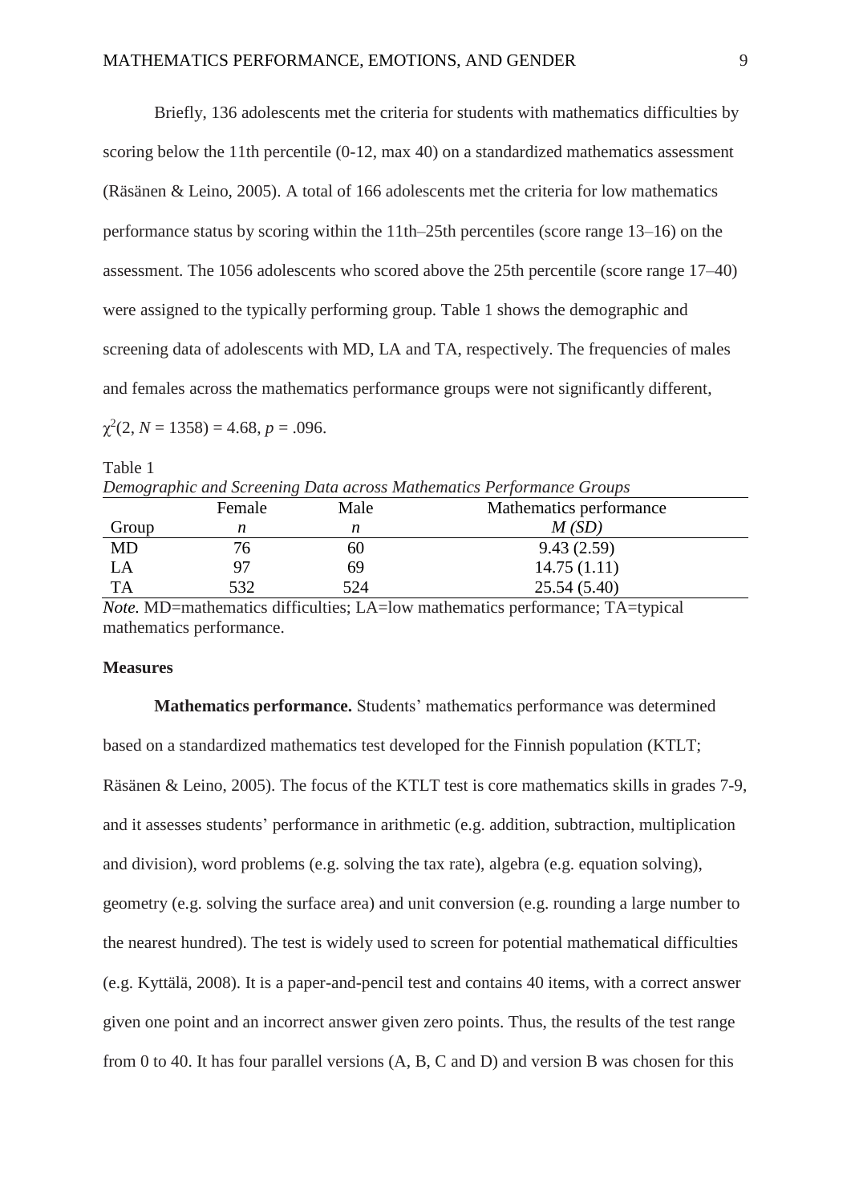Briefly, 136 adolescents met the criteria for students with mathematics difficulties by scoring below the 11th percentile (0-12, max 40) on a standardized mathematics assessment (Räsänen & Leino, 2005). A total of 166 adolescents met the criteria for low mathematics performance status by scoring within the 11th–25th percentiles (score range 13–16) on the assessment. The 1056 adolescents who scored above the 25th percentile (score range 17–40) were assigned to the typically performing group. Table 1 shows the demographic and screening data of adolescents with MD, LA and TA, respectively. The frequencies of males and females across the mathematics performance groups were not significantly different, $\chi^2(2, N = 1358) = 4.68, p = .096$.

Table 1

*Demographic and Screening Data across Mathematics Performance Groups*

| Group | Female *n* | Male *n* | Mathematics performance *M (SD)* |
|---|---|---|---|
| MD | 76 | 60 | 9.43 (2.59) |
| LA | 97 | 69 | 14.75 (1.11) |
| TA | 532 | 524 | 25.54 (5.40) |

*Note.* MD=mathematics difficulties; LA=low mathematics performance; TA=typical mathematics performance.

## Measures

**Mathematics performance.** Students' mathematics performance was determined based on a standardized mathematics test developed for the Finnish population (KTLT; Räsänen & Leino, 2005). The focus of the KTLT test is core mathematics skills in grades 7-9, and it assesses students' performance in arithmetic (e.g. addition, subtraction, multiplication and division), word problems (e.g. solving the tax rate), algebra (e.g. equation solving), geometry (e.g. solving the surface area) and unit conversion (e.g. rounding a large number to the nearest hundred). The test is widely used to screen for potential mathematical difficulties (e.g. Kyttälä, 2008). It is a paper-and-pencil test and contains 40 items, with a correct answer given one point and an incorrect answer given zero points. Thus, the results of the test range from 0 to 40. It has four parallel versions (A, B, C and D) and version B was chosen for this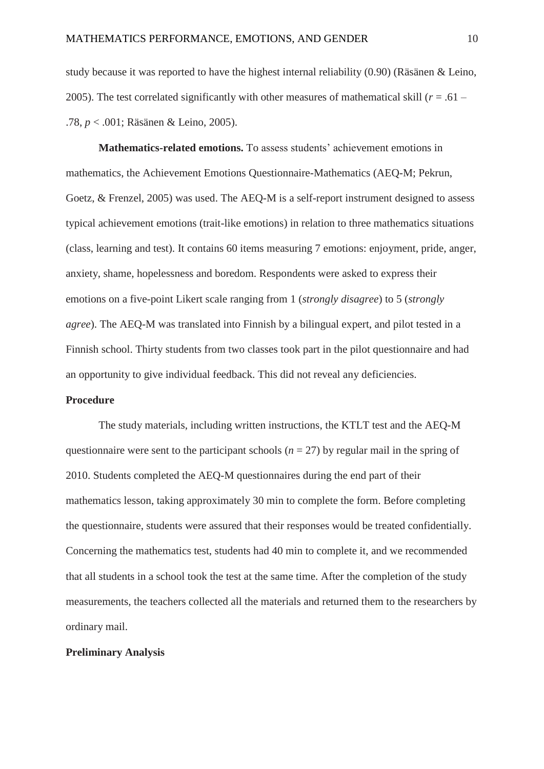study because it was reported to have the highest internal reliability (0.90) (Räsänen & Leino, 2005). The test correlated significantly with other measures of mathematical skill ($r$ = .61 – .78, $p$ < .001; Räsänen & Leino, 2005).

**Mathematics-related emotions.** To assess students' achievement emotions in mathematics, the Achievement Emotions Questionnaire-Mathematics (AEQ-M; Pekrun, Goetz, & Frenzel, 2005) was used. The AEQ-M is a self-report instrument designed to assess typical achievement emotions (trait-like emotions) in relation to three mathematics situations (class, learning and test). It contains 60 items measuring 7 emotions: enjoyment, pride, anger, anxiety, shame, hopelessness and boredom. Respondents were asked to express their emotions on a five-point Likert scale ranging from 1 (*strongly disagree*) to 5 (*strongly agree*). The AEQ-M was translated into Finnish by a bilingual expert, and pilot tested in a Finnish school. Thirty students from two classes took part in the pilot questionnaire and had an opportunity to give individual feedback. This did not reveal any deficiencies.

## Procedure

The study materials, including written instructions, the KTLT test and the AEQ-M questionnaire were sent to the participant schools ($n$ = 27) by regular mail in the spring of 2010. Students completed the AEQ-M questionnaires during the end part of their mathematics lesson, taking approximately 30 min to complete the form. Before completing the questionnaire, students were assured that their responses would be treated confidentially. Concerning the mathematics test, students had 40 min to complete it, and we recommended that all students in a school took the test at the same time. After the completion of the study measurements, the teachers collected all the materials and returned them to the researchers by ordinary mail.

## Preliminary Analysis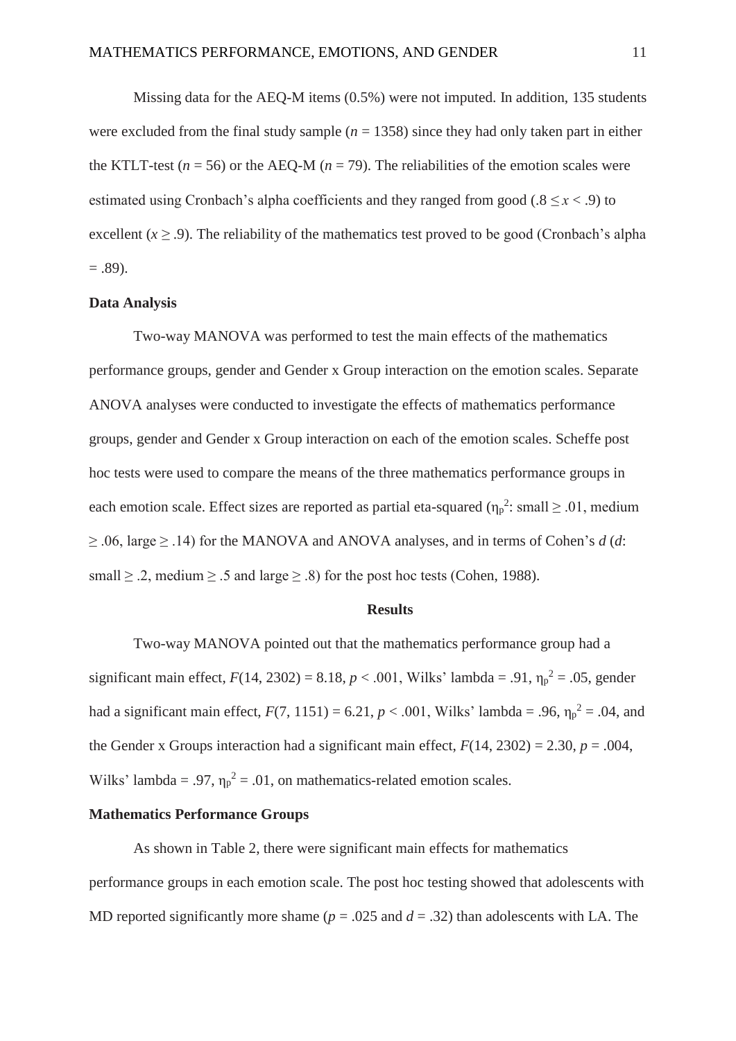Missing data for the AEQ-M items (0.5%) were not imputed. In addition, 135 students were excluded from the final study sample ($n = 1358$) since they had only taken part in either the KTLT-test ($n = 56$) or the AEQ-M ($n = 79$). The reliabilities of the emotion scales were estimated using Cronbach's alpha coefficients and they ranged from good ($.8 \leq x < .9$) to excellent ($x \geq .9$). The reliability of the mathematics test proved to be good (Cronbach's alpha = .89).

**Data Analysis**

Two-way MANOVA was performed to test the main effects of the mathematics performance groups, gender and Gender x Group interaction on the emotion scales. Separate ANOVA analyses were conducted to investigate the effects of mathematics performance groups, gender and Gender x Group interaction on each of the emotion scales. Scheffe post hoc tests were used to compare the means of the three mathematics performance groups in each emotion scale. Effect sizes are reported as partial eta-squared ($\eta_p^2$: small $\geq .01$, medium $\geq .06$, large $\geq .14$) for the MANOVA and ANOVA analyses, and in terms of Cohen's *d* (*d*: small $\geq .2$, medium $\geq .5$ and large $\geq .8$) for the post hoc tests (Cohen, 1988).

## Results

Two-way MANOVA pointed out that the mathematics performance group had a significant main effect, $F(14, 2302) = 8.18$, $p < .001$, Wilks' lambda = .91, $\eta_p^2 = .05$, gender had a significant main effect, $F(7, 1151) = 6.21$, $p < .001$, Wilks' lambda = .96, $\eta_p^2 = .04$, and the Gender x Groups interaction had a significant main effect, $F(14, 2302) = 2.30$, $p = .004$, Wilks' lambda = .97, $\eta_p^2 = .01$, on mathematics-related emotion scales.

**Mathematics Performance Groups**

As shown in Table 2, there were significant main effects for mathematics performance groups in each emotion scale. The post hoc testing showed that adolescents with MD reported significantly more shame ($p = .025$ and $d = .32$) than adolescents with LA. The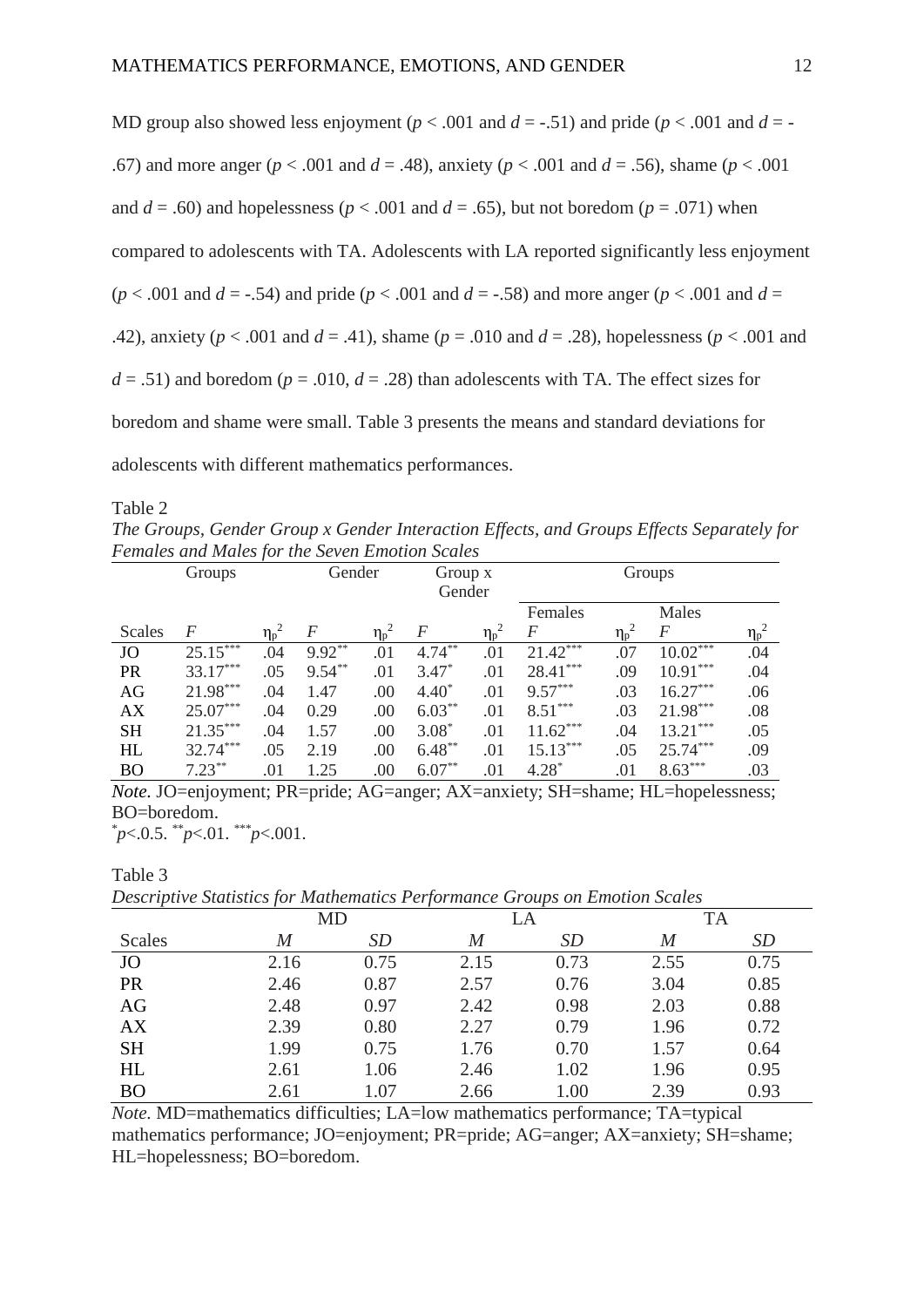MD group also showed less enjoyment ($p < .001$ and $d = -.51$) and pride ($p < .001$ and $d = -.67$) and more anger ($p < .001$ and $d = .48$), anxiety ($p < .001$ and $d = .56$), shame ($p < .001$ and $d = .60$) and hopelessness ($p < .001$ and $d = .65$), but not boredom ($p = .071$) when compared to adolescents with TA. Adolescents with LA reported significantly less enjoyment ($p < .001$ and $d = -.54$) and pride ($p < .001$ and $d = -.58$) and more anger ($p < .001$ and $d = .42$), anxiety ($p < .001$ and $d = .41$), shame ($p = .010$ and $d = .28$), hopelessness ($p < .001$ and $d = .51$) and boredom ($p = .010$, $d = .28$) than adolescents with TA. The effect sizes for boredom and shame were small. Table 3 presents the means and standard deviations for adolescents with different mathematics performances.

Table 2

*The Groups, Gender Group x Gender Interaction Effects, and Groups Effects Separately for Females and Males for the Seven Emotion Scales*

| | Groups | | Gender | | Group x Gender | | Groups | | | |
|---|---|---|---|---|---|---|---|---|---|---|
| | | | | | | | Females | | Males | |
| Scales | *F* | $\eta_p^2$ | *F* | $\eta_p^2$ | *F* | $\eta_p^2$ | *F* | $\eta_p^2$ | *F* | $\eta_p^2$ |
| JO | 25.15*** | .04 | 9.92** | .01 | 4.74** | .01 | 21.42*** | .07 | 10.02*** | .04 |
| PR | 33.17*** | .05 | 9.54** | .01 | 3.47* | .01 | 28.41*** | .09 | 10.91*** | .04 |
| AG | 21.98*** | .04 | 1.47 | .00 | 4.40* | .01 | 9.57*** | .03 | 16.27*** | .06 |
| AX | 25.07*** | .04 | 0.29 | .00 | 6.03** | .01 | 8.51*** | .03 | 21.98*** | .08 |
| SH | 21.35*** | .04 | 1.57 | .00 | 3.08* | .01 | 11.62*** | .04 | 13.21*** | .05 |
| HL | 32.74*** | .05 | 2.19 | .00 | 6.48** | .01 | 15.13*** | .05 | 25.74*** | .09 |
| BO | 7.23** | .01 | 1.25 | .00 | 6.07** | .01 | 4.28* | .01 | 8.63*** | .03 |

*Note.* JO=enjoyment; PR=pride; AG=anger; AX=anxiety; SH=shame; HL=hopelessness; BO=boredom.

*$p$<.0.5. **$p$<.01. ***$p$<.001.

Table 3

*Descriptive Statistics for Mathematics Performance Groups on Emotion Scales*

| | MD | | LA | | TA | |
|---|---|---|---|---|---|---|
| Scales | *M* | *SD* | *M* | *SD* | *M* | *SD* |
| JO | 2.16 | 0.75 | 2.15 | 0.73 | 2.55 | 0.75 |
| PR | 2.46 | 0.87 | 2.57 | 0.76 | 3.04 | 0.85 |
| AG | 2.48 | 0.97 | 2.42 | 0.98 | 2.03 | 0.88 |
| AX | 2.39 | 0.80 | 2.27 | 0.79 | 1.96 | 0.72 |
| SH | 1.99 | 0.75 | 1.76 | 0.70 | 1.57 | 0.64 |
| HL | 2.61 | 1.06 | 2.46 | 1.02 | 1.96 | 0.95 |
| BO | 2.61 | 1.07 | 2.66 | 1.00 | 2.39 | 0.93 |

*Note.* MD=mathematics difficulties; LA=low mathematics performance; TA=typical mathematics performance; JO=enjoyment; PR=pride; AG=anger; AX=anxiety; SH=shame; HL=hopelessness; BO=boredom.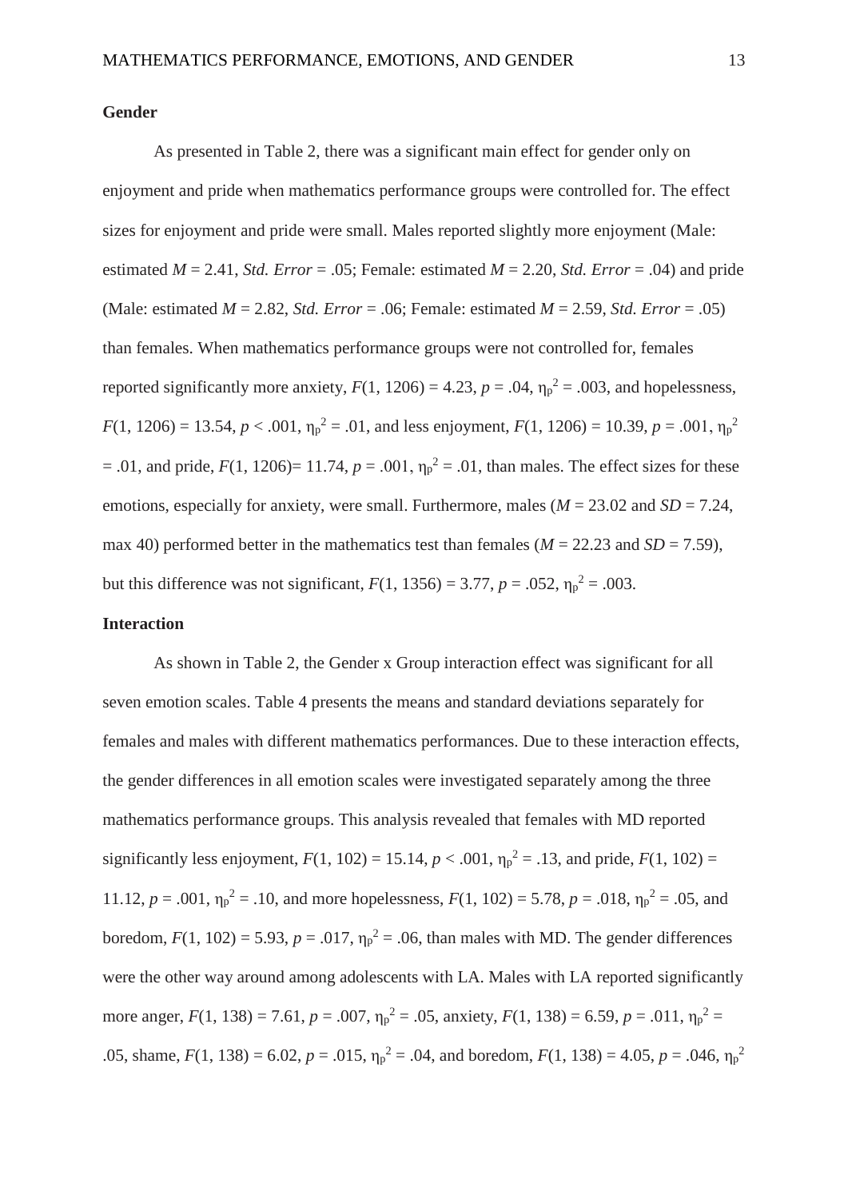**Gender**

As presented in Table 2, there was a significant main effect for gender only on enjoyment and pride when mathematics performance groups were controlled for. The effect sizes for enjoyment and pride were small. Males reported slightly more enjoyment (Male: estimated $M = 2.41$, *Std. Error* = .05; Female: estimated $M = 2.20$, *Std. Error* = .04) and pride (Male: estimated $M = 2.82$, *Std. Error* = .06; Female: estimated $M = 2.59$, *Std. Error* = .05) than females. When mathematics performance groups were not controlled for, females reported significantly more anxiety, $F(1, 1206) = 4.23$, $p = .04$, $\eta_p^2 = .003$, and hopelessness, $F(1, 1206) = 13.54$, $p < .001$, $\eta_p^2 = .01$, and less enjoyment, $F(1, 1206) = 10.39$, $p = .001$, $\eta_p^2 = .01$, and pride, $F(1, 1206) = 11.74$, $p = .001$, $\eta_p^2 = .01$, than males. The effect sizes for these emotions, especially for anxiety, were small. Furthermore, males ($M = 23.02$ and $SD = 7.24$, max 40) performed better in the mathematics test than females ($M = 22.23$ and $SD = 7.59$), but this difference was not significant, $F(1, 1356) = 3.77$, $p = .052$, $\eta_p^2 = .003$.

**Interaction**

As shown in Table 2, the Gender x Group interaction effect was significant for all seven emotion scales. Table 4 presents the means and standard deviations separately for females and males with different mathematics performances. Due to these interaction effects, the gender differences in all emotion scales were investigated separately among the three mathematics performance groups. This analysis revealed that females with MD reported significantly less enjoyment, $F(1, 102) = 15.14$, $p < .001$, $\eta_p^2 = .13$, and pride, $F(1, 102) = 11.12$, $p = .001$, $\eta_p^2 = .10$, and more hopelessness, $F(1, 102) = 5.78$, $p = .018$, $\eta_p^2 = .05$, and boredom, $F(1, 102) = 5.93$, $p = .017$, $\eta_p^2 = .06$, than males with MD. The gender differences were the other way around among adolescents with LA. Males with LA reported significantly more anger, $F(1, 138) = 7.61$, $p = .007$, $\eta_p^2 = .05$, anxiety, $F(1, 138) = 6.59$, $p = .011$, $\eta_p^2 = .05$, shame, $F(1, 138) = 6.02$, $p = .015$, $\eta_p^2 = .04$, and boredom, $F(1, 138) = 4.05$, $p = .046$, $\eta_p^2$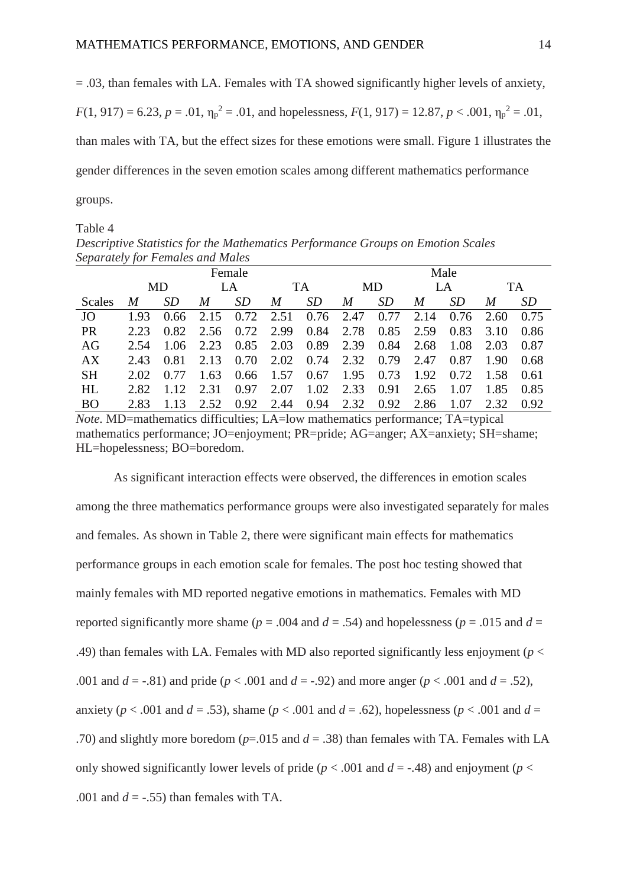= .03, than females with LA. Females with TA showed significantly higher levels of anxiety, $F(1, 917) = 6.23$, $p = .01$, $\eta_p^2 = .01$, and hopelessness, $F(1, 917) = 12.87$, $p < .001$, $\eta_p^2 = .01$, than males with TA, but the effect sizes for these emotions were small. Figure 1 illustrates the gender differences in the seven emotion scales among different mathematics performance groups.

Table 4

*Descriptive Statistics for the Mathematics Performance Groups on Emotion Scales Separately for Females and Males*

| | Female | | | | | | Male | | | | | |
|---|---|---|---|---|---|---|---|---|---|---|---|---|
| | MD | | LA | | TA | | MD | | LA | | TA | |
| Scales | *M* | *SD* | *M* | *SD* | *M* | *SD* | *M* | *SD* | *M* | *SD* | *M* | *SD* |
| JO | 1.93 | 0.66 | 2.15 | 0.72 | 2.51 | 0.76 | 2.47 | 0.77 | 2.14 | 0.76 | 2.60 | 0.75 |
| PR | 2.23 | 0.82 | 2.56 | 0.72 | 2.99 | 0.84 | 2.78 | 0.85 | 2.59 | 0.83 | 3.10 | 0.86 |
| AG | 2.54 | 1.06 | 2.23 | 0.85 | 2.03 | 0.89 | 2.39 | 0.84 | 2.68 | 1.08 | 2.03 | 0.87 |
| AX | 2.43 | 0.81 | 2.13 | 0.70 | 2.02 | 0.74 | 2.32 | 0.79 | 2.47 | 0.87 | 1.90 | 0.68 |
| SH | 2.02 | 0.77 | 1.63 | 0.66 | 1.57 | 0.67 | 1.95 | 0.73 | 1.92 | 0.72 | 1.58 | 0.61 |
| HL | 2.82 | 1.12 | 2.31 | 0.97 | 2.07 | 1.02 | 2.33 | 0.91 | 2.65 | 1.07 | 1.85 | 0.85 |
| BO | 2.83 | 1.13 | 2.52 | 0.92 | 2.44 | 0.94 | 2.32 | 0.92 | 2.86 | 1.07 | 2.32 | 0.92 |

*Note.* MD=mathematics difficulties; LA=low mathematics performance; TA=typical mathematics performance; JO=enjoyment; PR=pride; AG=anger; AX=anxiety; SH=shame; HL=hopelessness; BO=boredom.

As significant interaction effects were observed, the differences in emotion scales among the three mathematics performance groups were also investigated separately for males and females. As shown in Table 2, there were significant main effects for mathematics performance groups in each emotion scale for females. The post hoc testing showed that mainly females with MD reported negative emotions in mathematics. Females with MD reported significantly more shame ($p = .004$ and $d = .54$) and hopelessness ($p = .015$ and $d = .49$) than females with LA. Females with MD also reported significantly less enjoyment ($p < .001$ and $d = -.81$) and pride ($p < .001$ and $d = -.92$) and more anger ($p < .001$ and $d = .52$), anxiety ($p < .001$ and $d = .53$), shame ($p < .001$ and $d = .62$), hopelessness ($p < .001$ and $d = .70$) and slightly more boredom ($p=.015$ and $d = .38$) than females with TA. Females with LA only showed significantly lower levels of pride ($p < .001$ and $d = -.48$) and enjoyment ($p < .001$ and $d = -.55$) than females with TA.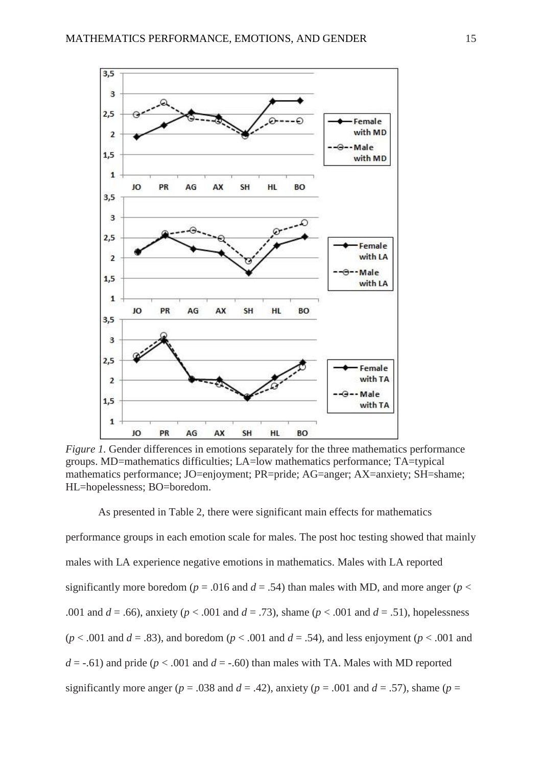*Figure 1.* Gender differences in emotions separately for the three mathematics performance groups. MD=mathematics difficulties; LA=low mathematics performance; TA=typical mathematics performance; JO=enjoyment; PR=pride; AG=anger; AX=anxiety; SH=shame; HL=hopelessness; BO=boredom.

As presented in Table 2, there were significant main effects for mathematics performance groups in each emotion scale for males. The post hoc testing showed that mainly males with LA experience negative emotions in mathematics. Males with LA reported significantly more boredom ($p$ = .016 and $d$ = .54) than males with MD, and more anger ($p$ < .001 and $d$ = .66), anxiety ($p$ < .001 and $d$ = .73), shame ($p$ < .001 and $d$ = .51), hopelessness ($p$ < .001 and $d$ = .83), and boredom ($p$ < .001 and $d$ = .54), and less enjoyment ($p$ < .001 and $d$ = -.61) and pride ($p$ < .001 and $d$ = -.60) than males with TA. Males with MD reported significantly more anger ($p$ = .038 and $d$ = .42), anxiety ($p$ = .001 and $d$ = .57), shame ($p$ =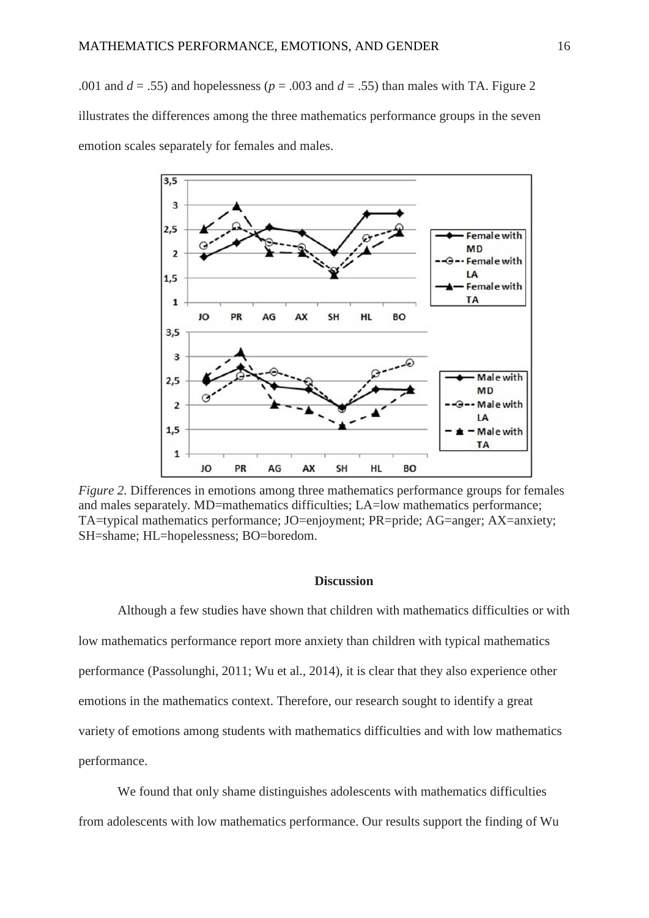.001 and $d = .55$) and hopelessness ($p = .003$ and $d = .55$) than males with TA. Figure 2 illustrates the differences among the three mathematics performance groups in the seven emotion scales separately for females and males.

*Figure 2.* Differences in emotions among three mathematics performance groups for females and males separately. MD=mathematics difficulties; LA=low mathematics performance; TA=typical mathematics performance; JO=enjoyment; PR=pride; AG=anger; AX=anxiety; SH=shame; HL=hopelessness; BO=boredom.

## Discussion

Although a few studies have shown that children with mathematics difficulties or with low mathematics performance report more anxiety than children with typical mathematics performance (Passolunghi, 2011; Wu et al., 2014), it is clear that they also experience other emotions in the mathematics context. Therefore, our research sought to identify a great variety of emotions among students with mathematics difficulties and with low mathematics performance.

We found that only shame distinguishes adolescents with mathematics difficulties from adolescents with low mathematics performance. Our results support the finding of Wu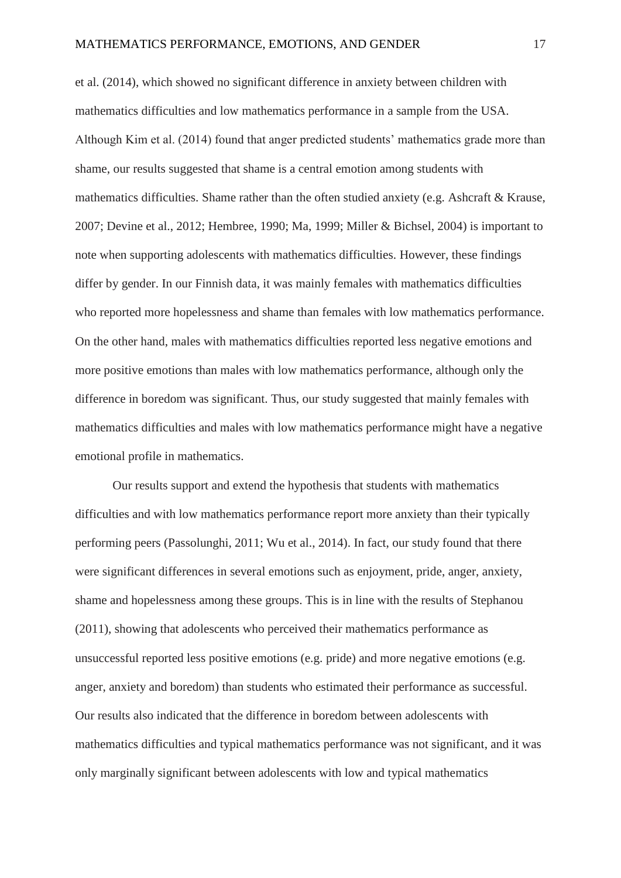et al. (2014), which showed no significant difference in anxiety between children with mathematics difficulties and low mathematics performance in a sample from the USA. Although Kim et al. (2014) found that anger predicted students' mathematics grade more than shame, our results suggested that shame is a central emotion among students with mathematics difficulties. Shame rather than the often studied anxiety (e.g. Ashcraft & Krause, 2007; Devine et al., 2012; Hembree, 1990; Ma, 1999; Miller & Bichsel, 2004) is important to note when supporting adolescents with mathematics difficulties. However, these findings differ by gender. In our Finnish data, it was mainly females with mathematics difficulties who reported more hopelessness and shame than females with low mathematics performance. On the other hand, males with mathematics difficulties reported less negative emotions and more positive emotions than males with low mathematics performance, although only the difference in boredom was significant. Thus, our study suggested that mainly females with mathematics difficulties and males with low mathematics performance might have a negative emotional profile in mathematics.

Our results support and extend the hypothesis that students with mathematics difficulties and with low mathematics performance report more anxiety than their typically performing peers (Passolunghi, 2011; Wu et al., 2014). In fact, our study found that there were significant differences in several emotions such as enjoyment, pride, anger, anxiety, shame and hopelessness among these groups. This is in line with the results of Stephanou (2011), showing that adolescents who perceived their mathematics performance as unsuccessful reported less positive emotions (e.g. pride) and more negative emotions (e.g. anger, anxiety and boredom) than students who estimated their performance as successful. Our results also indicated that the difference in boredom between adolescents with mathematics difficulties and typical mathematics performance was not significant, and it was only marginally significant between adolescents with low and typical mathematics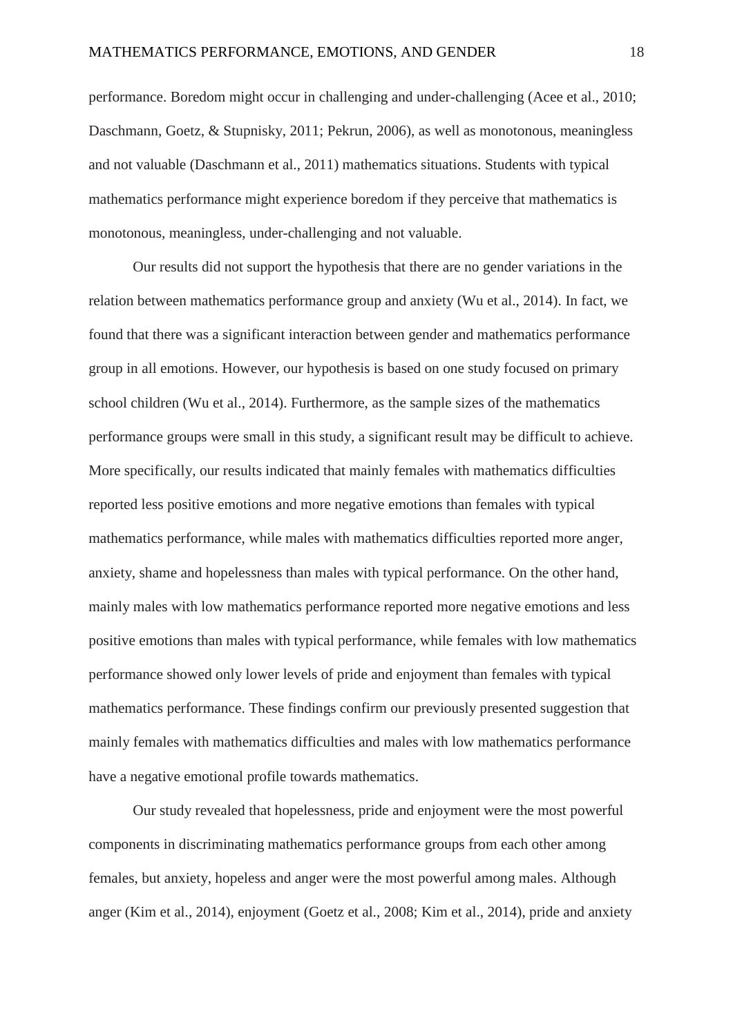performance. Boredom might occur in challenging and under-challenging (Acee et al., 2010; Daschmann, Goetz, & Stupnisky, 2011; Pekrun, 2006), as well as monotonous, meaningless and not valuable (Daschmann et al., 2011) mathematics situations. Students with typical mathematics performance might experience boredom if they perceive that mathematics is monotonous, meaningless, under-challenging and not valuable.

Our results did not support the hypothesis that there are no gender variations in the relation between mathematics performance group and anxiety (Wu et al., 2014). In fact, we found that there was a significant interaction between gender and mathematics performance group in all emotions. However, our hypothesis is based on one study focused on primary school children (Wu et al., 2014). Furthermore, as the sample sizes of the mathematics performance groups were small in this study, a significant result may be difficult to achieve. More specifically, our results indicated that mainly females with mathematics difficulties reported less positive emotions and more negative emotions than females with typical mathematics performance, while males with mathematics difficulties reported more anger, anxiety, shame and hopelessness than males with typical performance. On the other hand, mainly males with low mathematics performance reported more negative emotions and less positive emotions than males with typical performance, while females with low mathematics performance showed only lower levels of pride and enjoyment than females with typical mathematics performance. These findings confirm our previously presented suggestion that mainly females with mathematics difficulties and males with low mathematics performance have a negative emotional profile towards mathematics.

Our study revealed that hopelessness, pride and enjoyment were the most powerful components in discriminating mathematics performance groups from each other among females, but anxiety, hopeless and anger were the most powerful among males. Although anger (Kim et al., 2014), enjoyment (Goetz et al., 2008; Kim et al., 2014), pride and anxiety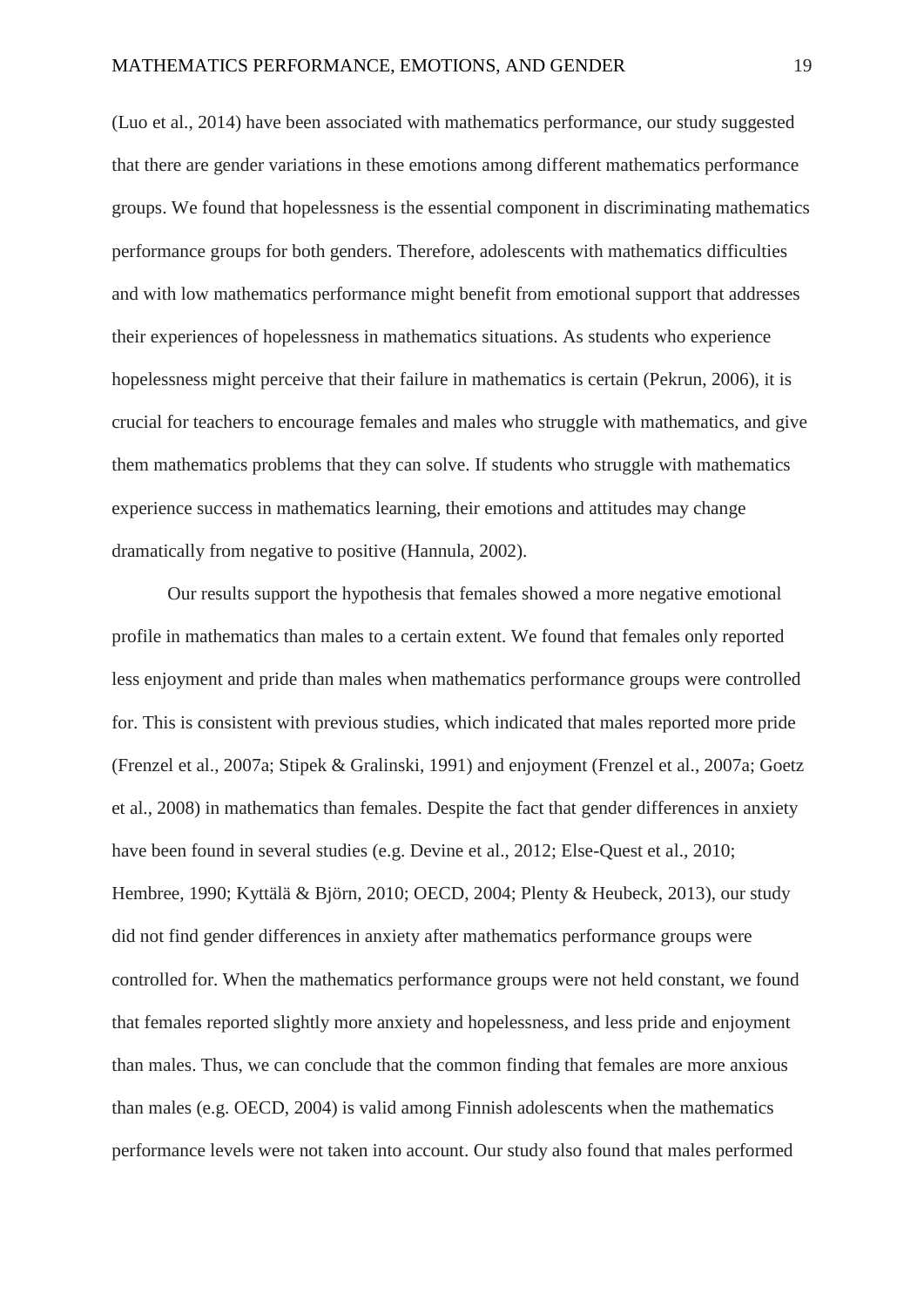(Luo et al., 2014) have been associated with mathematics performance, our study suggested that there are gender variations in these emotions among different mathematics performance groups. We found that hopelessness is the essential component in discriminating mathematics performance groups for both genders. Therefore, adolescents with mathematics difficulties and with low mathematics performance might benefit from emotional support that addresses their experiences of hopelessness in mathematics situations. As students who experience hopelessness might perceive that their failure in mathematics is certain (Pekrun, 2006), it is crucial for teachers to encourage females and males who struggle with mathematics, and give them mathematics problems that they can solve. If students who struggle with mathematics experience success in mathematics learning, their emotions and attitudes may change dramatically from negative to positive (Hannula, 2002).

Our results support the hypothesis that females showed a more negative emotional profile in mathematics than males to a certain extent. We found that females only reported less enjoyment and pride than males when mathematics performance groups were controlled for. This is consistent with previous studies, which indicated that males reported more pride (Frenzel et al., 2007a; Stipek & Gralinski, 1991) and enjoyment (Frenzel et al., 2007a; Goetz et al., 2008) in mathematics than females. Despite the fact that gender differences in anxiety have been found in several studies (e.g. Devine et al., 2012; Else-Quest et al., 2010; Hembree, 1990; Kyttälä & Björn, 2010; OECD, 2004; Plenty & Heubeck, 2013), our study did not find gender differences in anxiety after mathematics performance groups were controlled for. When the mathematics performance groups were not held constant, we found that females reported slightly more anxiety and hopelessness, and less pride and enjoyment than males. Thus, we can conclude that the common finding that females are more anxious than males (e.g. OECD, 2004) is valid among Finnish adolescents when the mathematics performance levels were not taken into account. Our study also found that males performed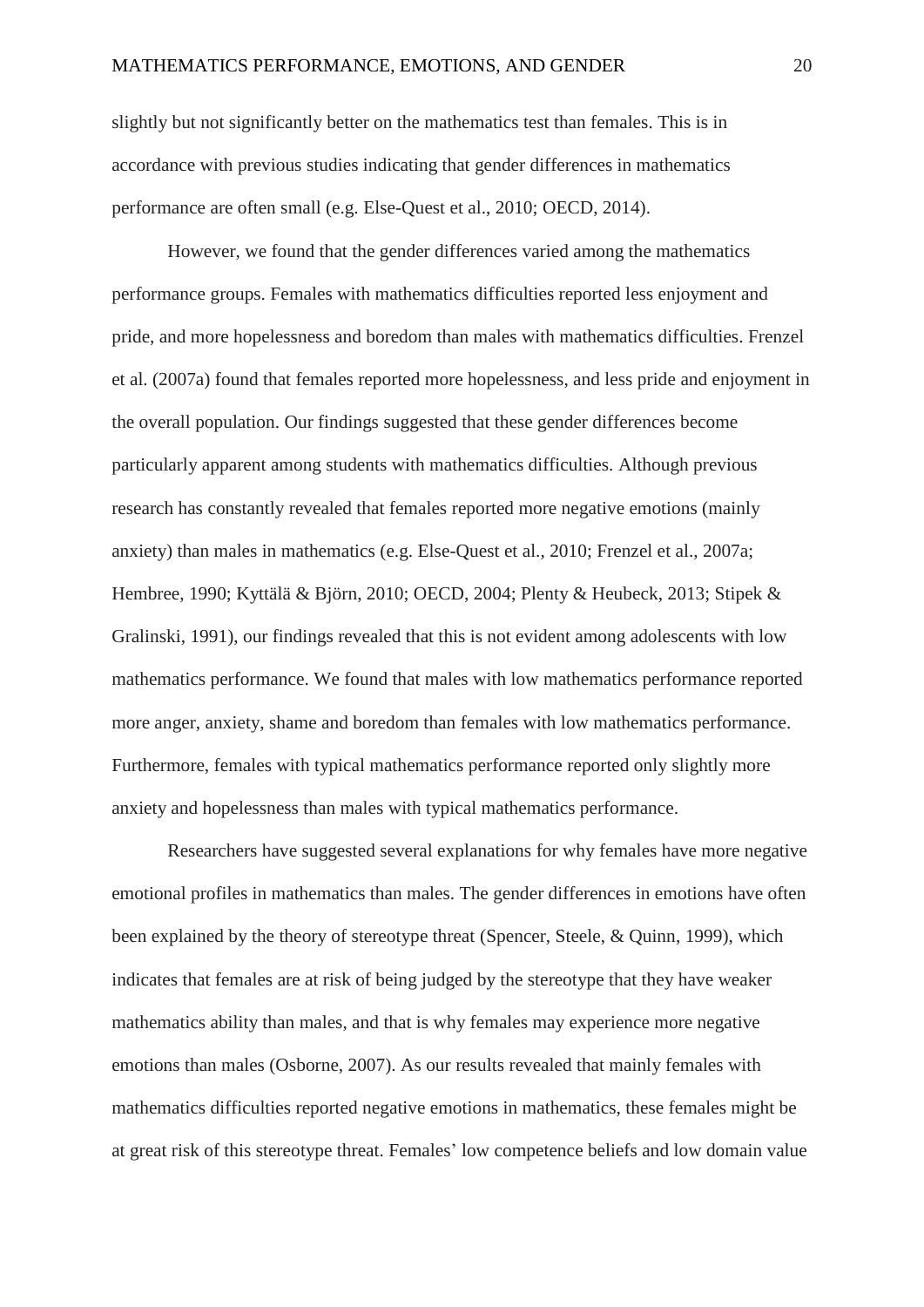slightly but not significantly better on the mathematics test than females. This is in accordance with previous studies indicating that gender differences in mathematics performance are often small (e.g. Else-Quest et al., 2010; OECD, 2014).

However, we found that the gender differences varied among the mathematics performance groups. Females with mathematics difficulties reported less enjoyment and pride, and more hopelessness and boredom than males with mathematics difficulties. Frenzel et al. (2007a) found that females reported more hopelessness, and less pride and enjoyment in the overall population. Our findings suggested that these gender differences become particularly apparent among students with mathematics difficulties. Although previous research has constantly revealed that females reported more negative emotions (mainly anxiety) than males in mathematics (e.g. Else-Quest et al., 2010; Frenzel et al., 2007a; Hembree, 1990; Kyttälä & Björn, 2010; OECD, 2004; Plenty & Heubeck, 2013; Stipek & Gralinski, 1991), our findings revealed that this is not evident among adolescents with low mathematics performance. We found that males with low mathematics performance reported more anger, anxiety, shame and boredom than females with low mathematics performance. Furthermore, females with typical mathematics performance reported only slightly more anxiety and hopelessness than males with typical mathematics performance.

Researchers have suggested several explanations for why females have more negative emotional profiles in mathematics than males. The gender differences in emotions have often been explained by the theory of stereotype threat (Spencer, Steele, & Quinn, 1999), which indicates that females are at risk of being judged by the stereotype that they have weaker mathematics ability than males, and that is why females may experience more negative emotions than males (Osborne, 2007). As our results revealed that mainly females with mathematics difficulties reported negative emotions in mathematics, these females might be at great risk of this stereotype threat. Females' low competence beliefs and low domain value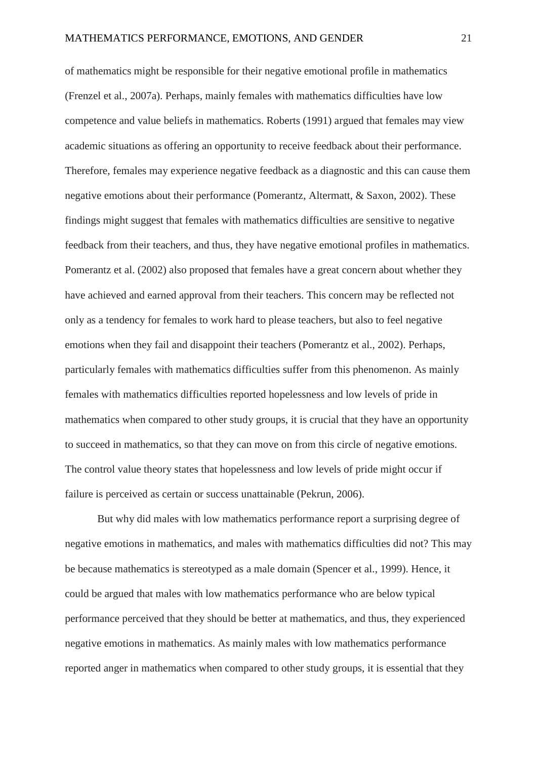of mathematics might be responsible for their negative emotional profile in mathematics (Frenzel et al., 2007a). Perhaps, mainly females with mathematics difficulties have low competence and value beliefs in mathematics. Roberts (1991) argued that females may view academic situations as offering an opportunity to receive feedback about their performance. Therefore, females may experience negative feedback as a diagnostic and this can cause them negative emotions about their performance (Pomerantz, Altermatt, & Saxon, 2002). These findings might suggest that females with mathematics difficulties are sensitive to negative feedback from their teachers, and thus, they have negative emotional profiles in mathematics. Pomerantz et al. (2002) also proposed that females have a great concern about whether they have achieved and earned approval from their teachers. This concern may be reflected not only as a tendency for females to work hard to please teachers, but also to feel negative emotions when they fail and disappoint their teachers (Pomerantz et al., 2002). Perhaps, particularly females with mathematics difficulties suffer from this phenomenon. As mainly females with mathematics difficulties reported hopelessness and low levels of pride in mathematics when compared to other study groups, it is crucial that they have an opportunity to succeed in mathematics, so that they can move on from this circle of negative emotions. The control value theory states that hopelessness and low levels of pride might occur if failure is perceived as certain or success unattainable (Pekrun, 2006).

But why did males with low mathematics performance report a surprising degree of negative emotions in mathematics, and males with mathematics difficulties did not? This may be because mathematics is stereotyped as a male domain (Spencer et al., 1999). Hence, it could be argued that males with low mathematics performance who are below typical performance perceived that they should be better at mathematics, and thus, they experienced negative emotions in mathematics. As mainly males with low mathematics performance reported anger in mathematics when compared to other study groups, it is essential that they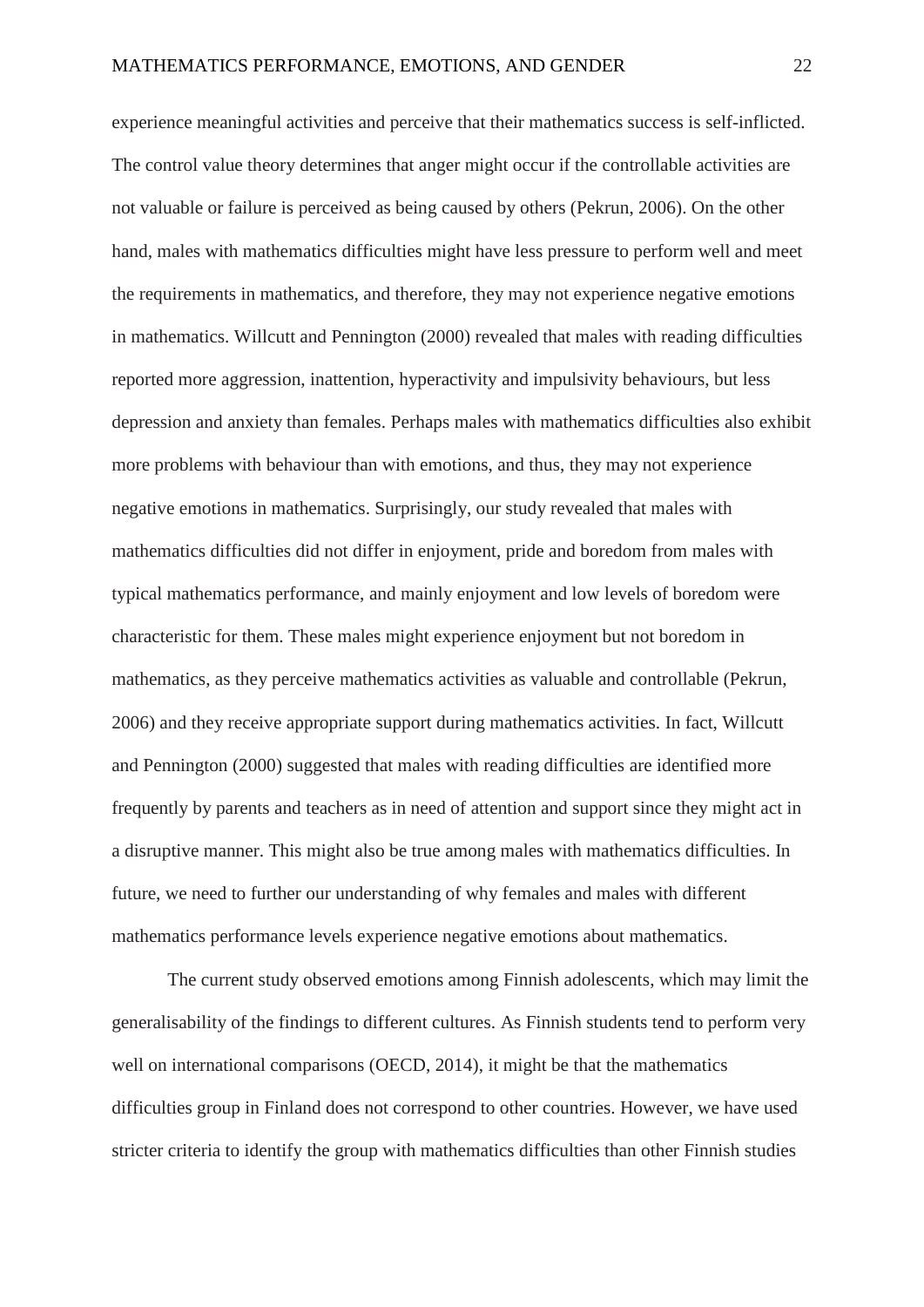experience meaningful activities and perceive that their mathematics success is self-inflicted. The control value theory determines that anger might occur if the controllable activities are not valuable or failure is perceived as being caused by others (Pekrun, 2006). On the other hand, males with mathematics difficulties might have less pressure to perform well and meet the requirements in mathematics, and therefore, they may not experience negative emotions in mathematics. Willcutt and Pennington (2000) revealed that males with reading difficulties reported more aggression, inattention, hyperactivity and impulsivity behaviours, but less depression and anxiety than females. Perhaps males with mathematics difficulties also exhibit more problems with behaviour than with emotions, and thus, they may not experience negative emotions in mathematics. Surprisingly, our study revealed that males with mathematics difficulties did not differ in enjoyment, pride and boredom from males with typical mathematics performance, and mainly enjoyment and low levels of boredom were characteristic for them. These males might experience enjoyment but not boredom in mathematics, as they perceive mathematics activities as valuable and controllable (Pekrun, 2006) and they receive appropriate support during mathematics activities. In fact, Willcutt and Pennington (2000) suggested that males with reading difficulties are identified more frequently by parents and teachers as in need of attention and support since they might act in a disruptive manner. This might also be true among males with mathematics difficulties. In future, we need to further our understanding of why females and males with different mathematics performance levels experience negative emotions about mathematics.

The current study observed emotions among Finnish adolescents, which may limit the generalisability of the findings to different cultures. As Finnish students tend to perform very well on international comparisons (OECD, 2014), it might be that the mathematics difficulties group in Finland does not correspond to other countries. However, we have used stricter criteria to identify the group with mathematics difficulties than other Finnish studies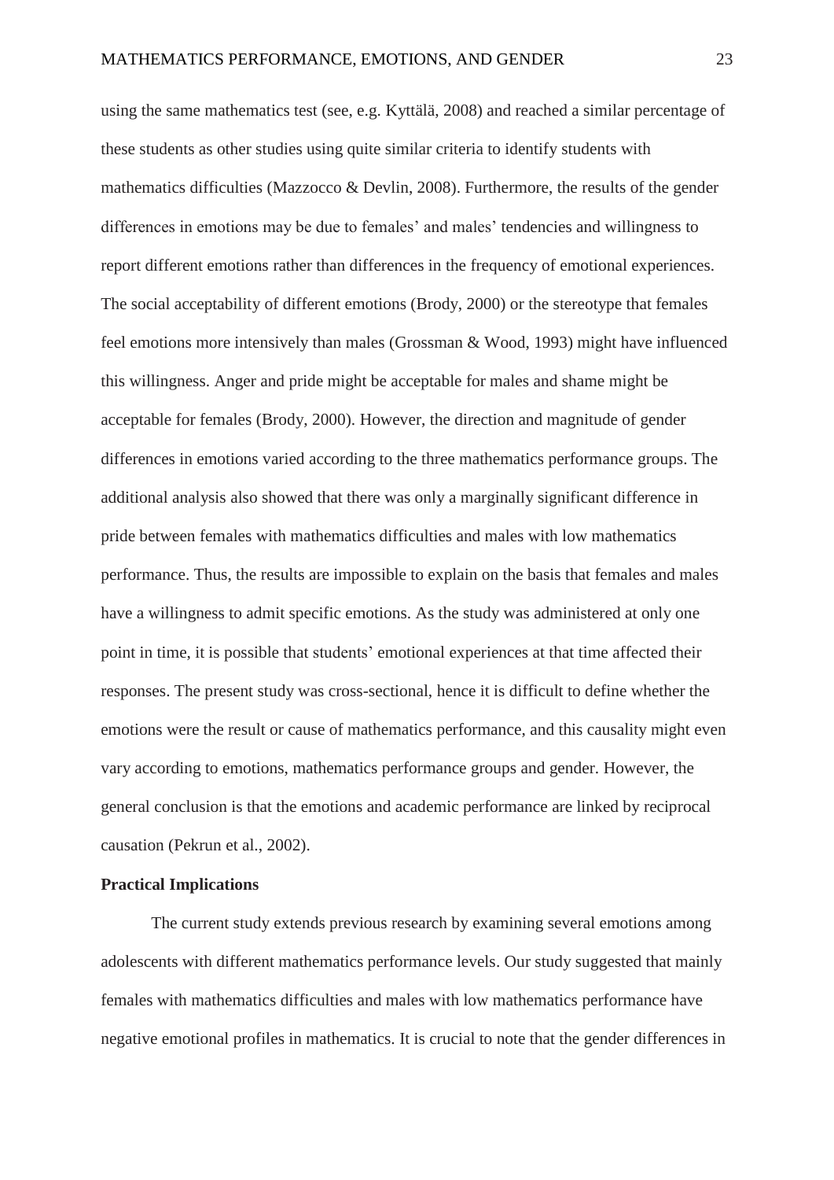using the same mathematics test (see, e.g. Kyttälä, 2008) and reached a similar percentage of these students as other studies using quite similar criteria to identify students with mathematics difficulties (Mazzocco & Devlin, 2008). Furthermore, the results of the gender differences in emotions may be due to females' and males' tendencies and willingness to report different emotions rather than differences in the frequency of emotional experiences. The social acceptability of different emotions (Brody, 2000) or the stereotype that females feel emotions more intensively than males (Grossman & Wood, 1993) might have influenced this willingness. Anger and pride might be acceptable for males and shame might be acceptable for females (Brody, 2000). However, the direction and magnitude of gender differences in emotions varied according to the three mathematics performance groups. The additional analysis also showed that there was only a marginally significant difference in pride between females with mathematics difficulties and males with low mathematics performance. Thus, the results are impossible to explain on the basis that females and males have a willingness to admit specific emotions. As the study was administered at only one point in time, it is possible that students' emotional experiences at that time affected their responses. The present study was cross-sectional, hence it is difficult to define whether the emotions were the result or cause of mathematics performance, and this causality might even vary according to emotions, mathematics performance groups and gender. However, the general conclusion is that the emotions and academic performance are linked by reciprocal causation (Pekrun et al., 2002).

## Practical Implications

The current study extends previous research by examining several emotions among adolescents with different mathematics performance levels. Our study suggested that mainly females with mathematics difficulties and males with low mathematics performance have negative emotional profiles in mathematics. It is crucial to note that the gender differences in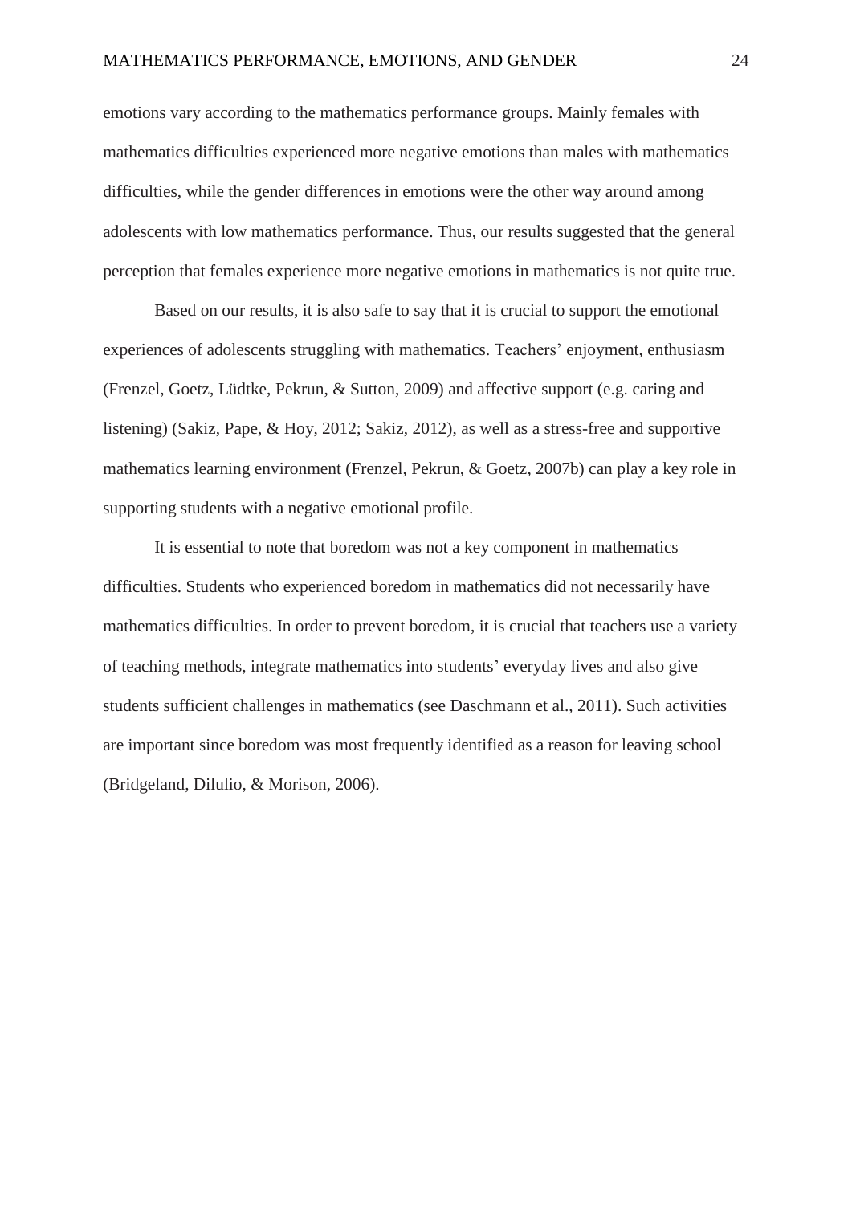emotions vary according to the mathematics performance groups. Mainly females with mathematics difficulties experienced more negative emotions than males with mathematics difficulties, while the gender differences in emotions were the other way around among adolescents with low mathematics performance. Thus, our results suggested that the general perception that females experience more negative emotions in mathematics is not quite true.

Based on our results, it is also safe to say that it is crucial to support the emotional experiences of adolescents struggling with mathematics. Teachers' enjoyment, enthusiasm (Frenzel, Goetz, Lüdtke, Pekrun, & Sutton, 2009) and affective support (e.g. caring and listening) (Sakiz, Pape, & Hoy, 2012; Sakiz, 2012), as well as a stress-free and supportive mathematics learning environment (Frenzel, Pekrun, & Goetz, 2007b) can play a key role in supporting students with a negative emotional profile.

It is essential to note that boredom was not a key component in mathematics difficulties. Students who experienced boredom in mathematics did not necessarily have mathematics difficulties. In order to prevent boredom, it is crucial that teachers use a variety of teaching methods, integrate mathematics into students' everyday lives and also give students sufficient challenges in mathematics (see Daschmann et al., 2011). Such activities are important since boredom was most frequently identified as a reason for leaving school (Bridgeland, Dilulio, & Morison, 2006).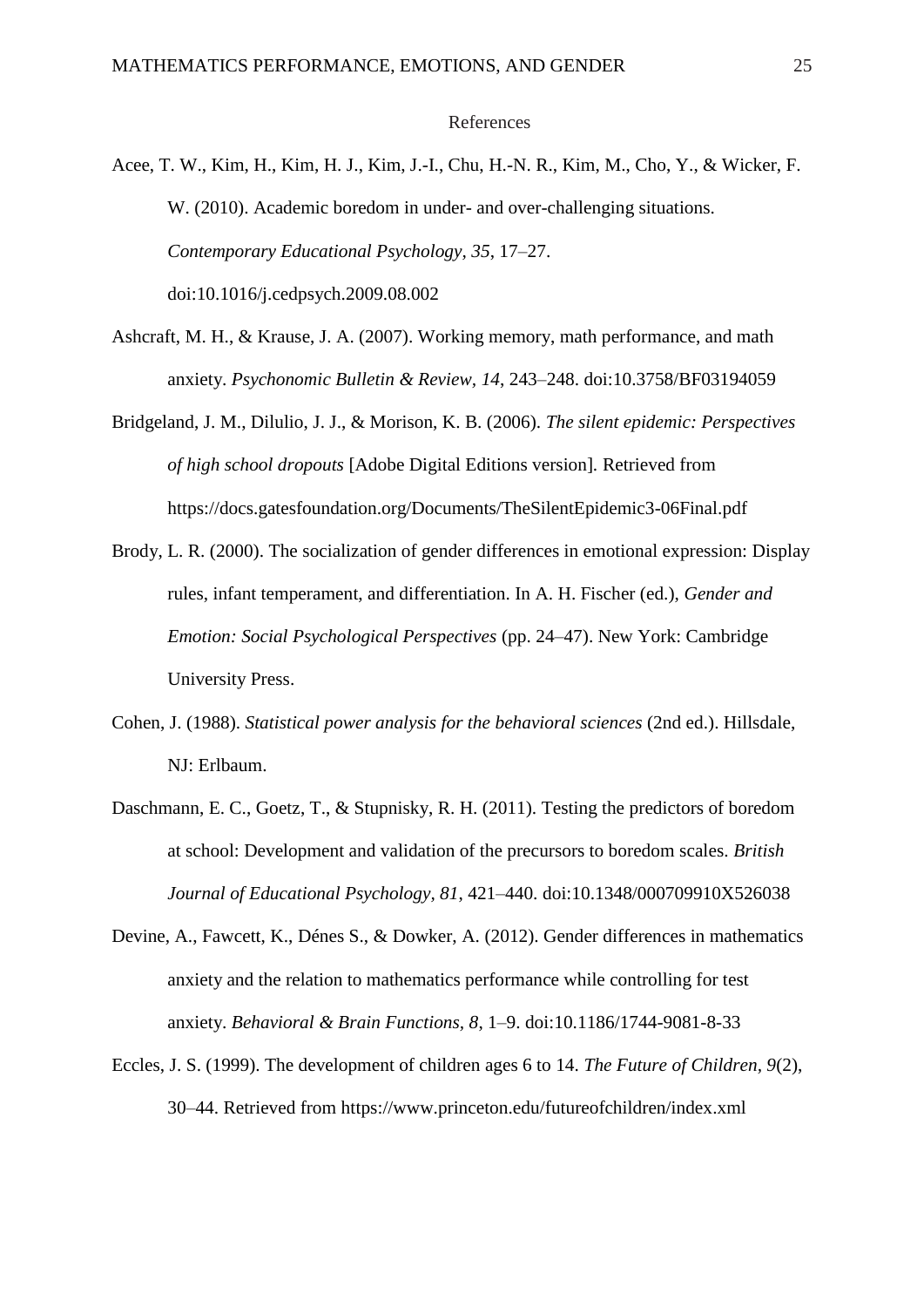# References

Acee, T. W., Kim, H., Kim, H. J., Kim, J.-I., Chu, H.-N. R., Kim, M., Cho, Y., & Wicker, F. W. (2010). Academic boredom in under- and over-challenging situations. *Contemporary Educational Psychology, 35*, 17–27. doi:10.1016/j.cedpsych.2009.08.002

Ashcraft, M. H., & Krause, J. A. (2007). Working memory, math performance, and math anxiety. *Psychonomic Bulletin & Review, 14*, 243–248. doi:10.3758/BF03194059

Bridgeland, J. M., Dilulio, J. J., & Morison, K. B. (2006). *The silent epidemic: Perspectives of high school dropouts* [Adobe Digital Editions version]. Retrieved from https://docs.gatesfoundation.org/Documents/TheSilentEpidemic3-06Final.pdf

Brody, L. R. (2000). The socialization of gender differences in emotional expression: Display rules, infant temperament, and differentiation. In A. H. Fischer (ed.), *Gender and Emotion: Social Psychological Perspectives* (pp. 24–47). New York: Cambridge University Press.

Cohen, J. (1988). *Statistical power analysis for the behavioral sciences* (2nd ed.). Hillsdale, NJ: Erlbaum.

Daschmann, E. C., Goetz, T., & Stupnisky, R. H. (2011). Testing the predictors of boredom at school: Development and validation of the precursors to boredom scales. *British Journal of Educational Psychology, 81*, 421–440. doi:10.1348/000709910X526038

Devine, A., Fawcett, K., Dénes S., & Dowker, A. (2012). Gender differences in mathematics anxiety and the relation to mathematics performance while controlling for test anxiety. *Behavioral & Brain Functions, 8*, 1–9. doi:10.1186/1744-9081-8-33

Eccles, J. S. (1999). The development of children ages 6 to 14. *The Future of Children, 9*(2), 30–44. Retrieved from https://www.princeton.edu/futureofchildren/index.xml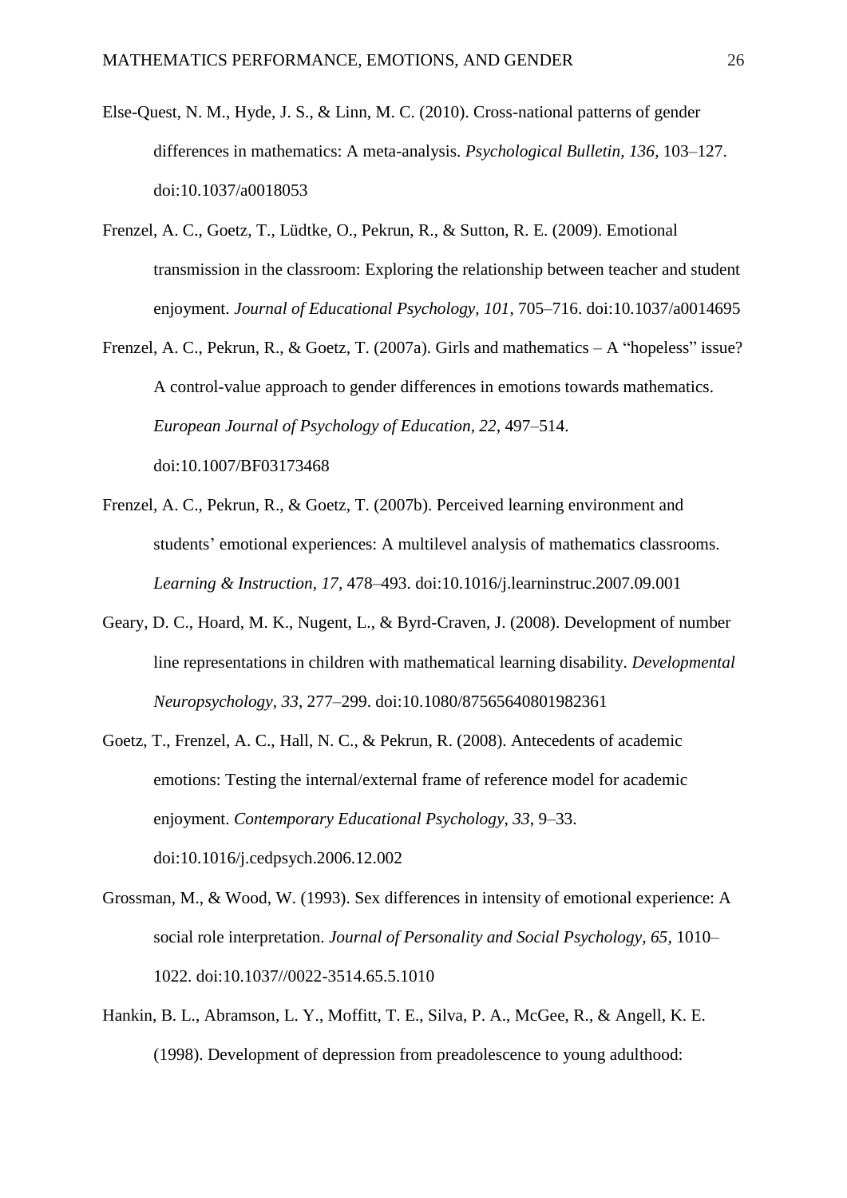Else-Quest, N. M., Hyde, J. S., & Linn, M. C. (2010). Cross-national patterns of gender differences in mathematics: A meta-analysis. *Psychological Bulletin, 136*, 103–127. doi:10.1037/a0018053

Frenzel, A. C., Goetz, T., Lüdtke, O., Pekrun, R., & Sutton, R. E. (2009). Emotional transmission in the classroom: Exploring the relationship between teacher and student enjoyment. *Journal of Educational Psychology, 101*, 705–716. doi:10.1037/a0014695

Frenzel, A. C., Pekrun, R., & Goetz, T. (2007a). Girls and mathematics – A "hopeless" issue? A control-value approach to gender differences in emotions towards mathematics. *European Journal of Psychology of Education, 22*, 497–514. doi:10.1007/BF03173468

Frenzel, A. C., Pekrun, R., & Goetz, T. (2007b). Perceived learning environment and students' emotional experiences: A multilevel analysis of mathematics classrooms. *Learning & Instruction, 17*, 478–493. doi:10.1016/j.learninstruc.2007.09.001

Geary, D. C., Hoard, M. K., Nugent, L., & Byrd-Craven, J. (2008). Development of number line representations in children with mathematical learning disability. *Developmental Neuropsychology, 33*, 277–299. doi:10.1080/87565640801982361

Goetz, T., Frenzel, A. C., Hall, N. C., & Pekrun, R. (2008). Antecedents of academic emotions: Testing the internal/external frame of reference model for academic enjoyment. *Contemporary Educational Psychology, 33*, 9–33. doi:10.1016/j.cedpsych.2006.12.002

Grossman, M., & Wood, W. (1993). Sex differences in intensity of emotional experience: A social role interpretation. *Journal of Personality and Social Psychology, 65*, 1010–1022. doi:10.1037//0022-3514.65.5.1010

Hankin, B. L., Abramson, L. Y., Moffitt, T. E., Silva, P. A., McGee, R., & Angell, K. E. (1998). Development of depression from preadolescence to young adulthood: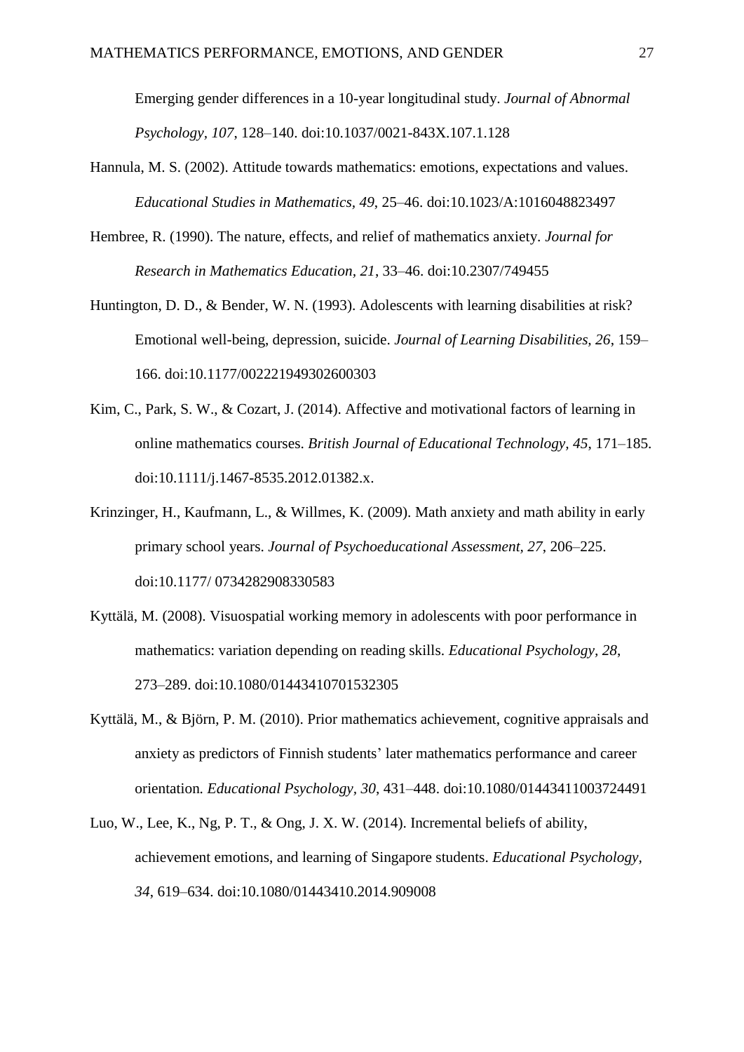Emerging gender differences in a 10-year longitudinal study. *Journal of Abnormal Psychology, 107*, 128–140. doi:10.1037/0021-843X.107.1.128

Hannula, M. S. (2002). Attitude towards mathematics: emotions, expectations and values. *Educational Studies in Mathematics, 49*, 25–46. doi:10.1023/A:1016048823497

Hembree, R. (1990). The nature, effects, and relief of mathematics anxiety. *Journal for Research in Mathematics Education, 21*, 33–46. doi:10.2307/749455

Huntington, D. D., & Bender, W. N. (1993). Adolescents with learning disabilities at risk? Emotional well-being, depression, suicide. *Journal of Learning Disabilities, 26*, 159–166. doi:10.1177/002221949302600303

Kim, C., Park, S. W., & Cozart, J. (2014). Affective and motivational factors of learning in online mathematics courses. *British Journal of Educational Technology, 45*, 171–185. doi:10.1111/j.1467-8535.2012.01382.x.

Krinzinger, H., Kaufmann, L., & Willmes, K. (2009). Math anxiety and math ability in early primary school years. *Journal of Psychoeducational Assessment, 27*, 206–225. doi:10.1177/ 0734282908330583

Kyttälä, M. (2008). Visuospatial working memory in adolescents with poor performance in mathematics: variation depending on reading skills. *Educational Psychology, 28*, 273–289. doi:10.1080/01443410701532305

Kyttälä, M., & Björn, P. M. (2010). Prior mathematics achievement, cognitive appraisals and anxiety as predictors of Finnish students' later mathematics performance and career orientation. *Educational Psychology, 30*, 431–448. doi:10.1080/01443411003724491

Luo, W., Lee, K., Ng, P. T., & Ong, J. X. W. (2014). Incremental beliefs of ability, achievement emotions, and learning of Singapore students. *Educational Psychology, 34*, 619–634. doi:10.1080/01443410.2014.909008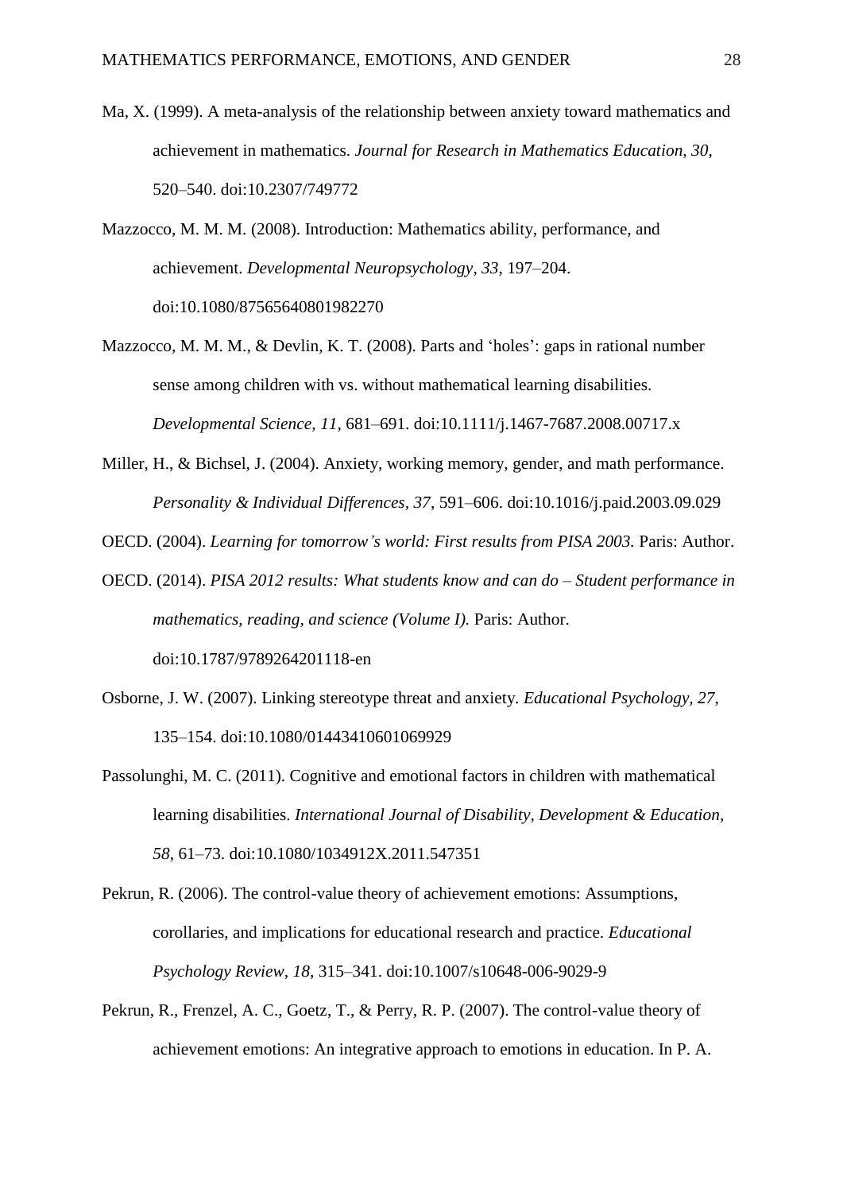Ma, X. (1999). A meta-analysis of the relationship between anxiety toward mathematics and achievement in mathematics. *Journal for Research in Mathematics Education, 30*, 520–540. doi:10.2307/749772

Mazzocco, M. M. M. (2008). Introduction: Mathematics ability, performance, and achievement. *Developmental Neuropsychology*, *33*, 197–204. doi:10.1080/87565640801982270

Mazzocco, M. M. M., & Devlin, K. T. (2008). Parts and 'holes': gaps in rational number sense among children with vs. without mathematical learning disabilities. *Developmental Science*, *11*, 681–691. doi:10.1111/j.1467-7687.2008.00717.x

Miller, H., & Bichsel, J. (2004). Anxiety, working memory, gender, and math performance. *Personality & Individual Differences*, *37*, 591–606. doi:10.1016/j.paid.2003.09.029

OECD. (2004). *Learning for tomorrow's world: First results from PISA 2003.* Paris: Author.

OECD. (2014). *PISA 2012 results: What students know and can do – Student performance in mathematics, reading, and science (Volume I).* Paris: Author. doi:10.1787/9789264201118-en

Osborne, J. W. (2007). Linking stereotype threat and anxiety. *Educational Psychology*, *27*, 135–154. doi:10.1080/01443410601069929

Passolunghi, M. C. (2011). Cognitive and emotional factors in children with mathematical learning disabilities. *International Journal of Disability, Development & Education*, *58*, 61–73. doi:10.1080/1034912X.2011.547351

Pekrun, R. (2006). The control-value theory of achievement emotions: Assumptions, corollaries, and implications for educational research and practice. *Educational Psychology Review*, *18*, 315–341. doi:10.1007/s10648-006-9029-9

Pekrun, R., Frenzel, A. C., Goetz, T., & Perry, R. P. (2007). The control-value theory of achievement emotions: An integrative approach to emotions in education. In P. A.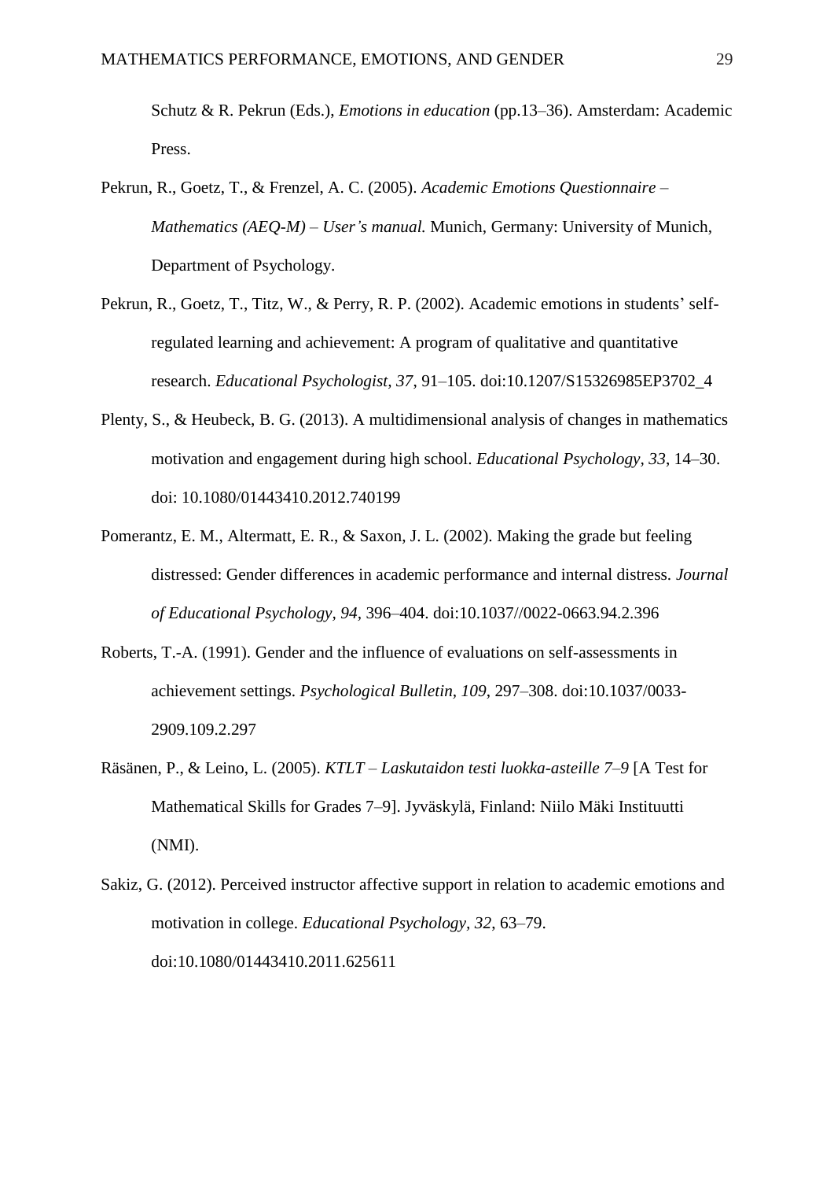Schutz & R. Pekrun (Eds.), *Emotions in education* (pp.13–36). Amsterdam: Academic Press.

Pekrun, R., Goetz, T., & Frenzel, A. C. (2005). *Academic Emotions Questionnaire – Mathematics (AEQ-M) – User's manual.* Munich, Germany: University of Munich, Department of Psychology.

Pekrun, R., Goetz, T., Titz, W., & Perry, R. P. (2002). Academic emotions in students' self-regulated learning and achievement: A program of qualitative and quantitative research. *Educational Psychologist, 37*, 91–105. doi:10.1207/S15326985EP3702_4

Plenty, S., & Heubeck, B. G. (2013). A multidimensional analysis of changes in mathematics motivation and engagement during high school. *Educational Psychology, 33*, 14–30. doi: 10.1080/01443410.2012.740199

Pomerantz, E. M., Altermatt, E. R., & Saxon, J. L. (2002). Making the grade but feeling distressed: Gender differences in academic performance and internal distress. *Journal of Educational Psychology, 94,* 396–404. doi:10.1037//0022-0663.94.2.396

Roberts, T.-A. (1991). Gender and the influence of evaluations on self-assessments in achievement settings. *Psychological Bulletin, 109*, 297–308. doi:10.1037/0033-2909.109.2.297

Räsänen, P., & Leino, L. (2005). *KTLT – Laskutaidon testi luokka-asteille 7–9* [A Test for Mathematical Skills for Grades 7–9]. Jyväskylä, Finland: Niilo Mäki Instituutti (NMI).

Sakiz, G. (2012). Perceived instructor affective support in relation to academic emotions and motivation in college. *Educational Psychology, 32*, 63–79. doi:10.1080/01443410.2011.625611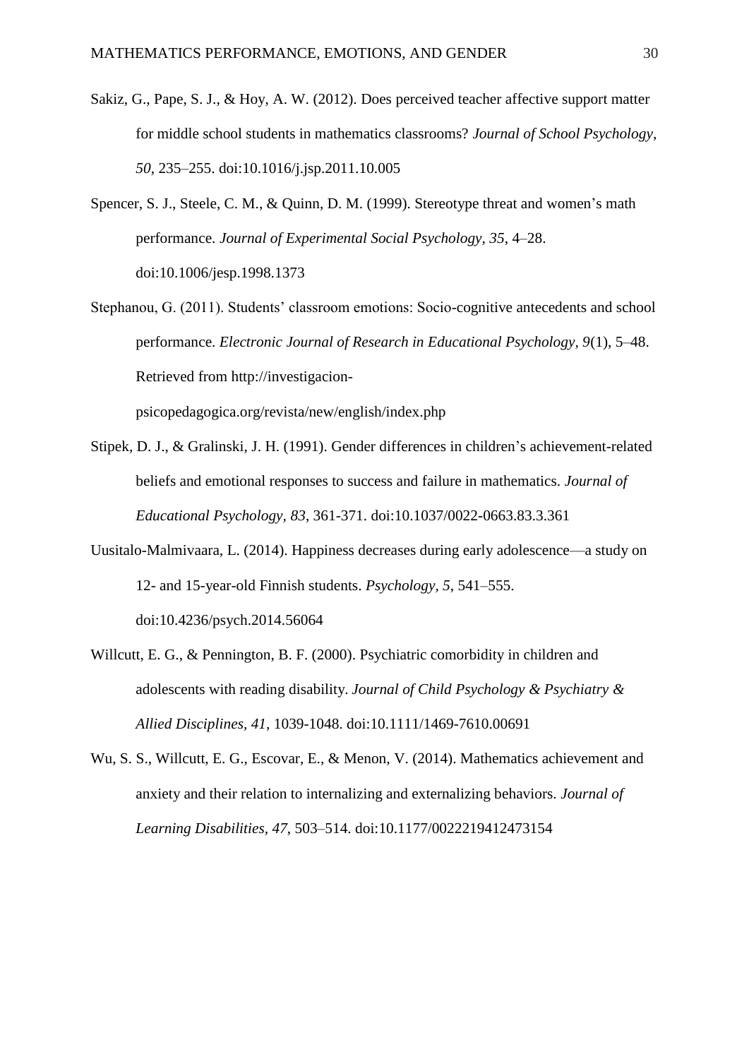Sakiz, G., Pape, S. J., & Hoy, A. W. (2012). Does perceived teacher affective support matter for middle school students in mathematics classrooms? *Journal of School Psychology, 50*, 235–255. doi:10.1016/j.jsp.2011.10.005

Spencer, S. J., Steele, C. M., & Quinn, D. M. (1999). Stereotype threat and women's math performance. *Journal of Experimental Social Psychology, 35*, 4–28. doi:10.1006/jesp.1998.1373

Stephanou, G. (2011). Students' classroom emotions: Socio-cognitive antecedents and school performance. *Electronic Journal of Research in Educational Psychology, 9*(1), 5–48. Retrieved from http://investigacion-psicopedagogica.org/revista/new/english/index.php

Stipek, D. J., & Gralinski, J. H. (1991). Gender differences in children's achievement-related beliefs and emotional responses to success and failure in mathematics. *Journal of Educational Psychology, 83*, 361-371. doi:10.1037/0022-0663.83.3.361

Uusitalo-Malmivaara, L. (2014). Happiness decreases during early adolescence—a study on 12- and 15-year-old Finnish students. *Psychology, 5*, 541–555. doi:10.4236/psych.2014.56064

Willcutt, E. G., & Pennington, B. F. (2000). Psychiatric comorbidity in children and adolescents with reading disability. *Journal of Child Psychology & Psychiatry & Allied Disciplines, 41*, 1039-1048. doi:10.1111/1469-7610.00691

Wu, S. S., Willcutt, E. G., Escovar, E., & Menon, V. (2014). Mathematics achievement and anxiety and their relation to internalizing and externalizing behaviors. *Journal of Learning Disabilities, 47*, 503–514. doi:10.1177/0022219412473154